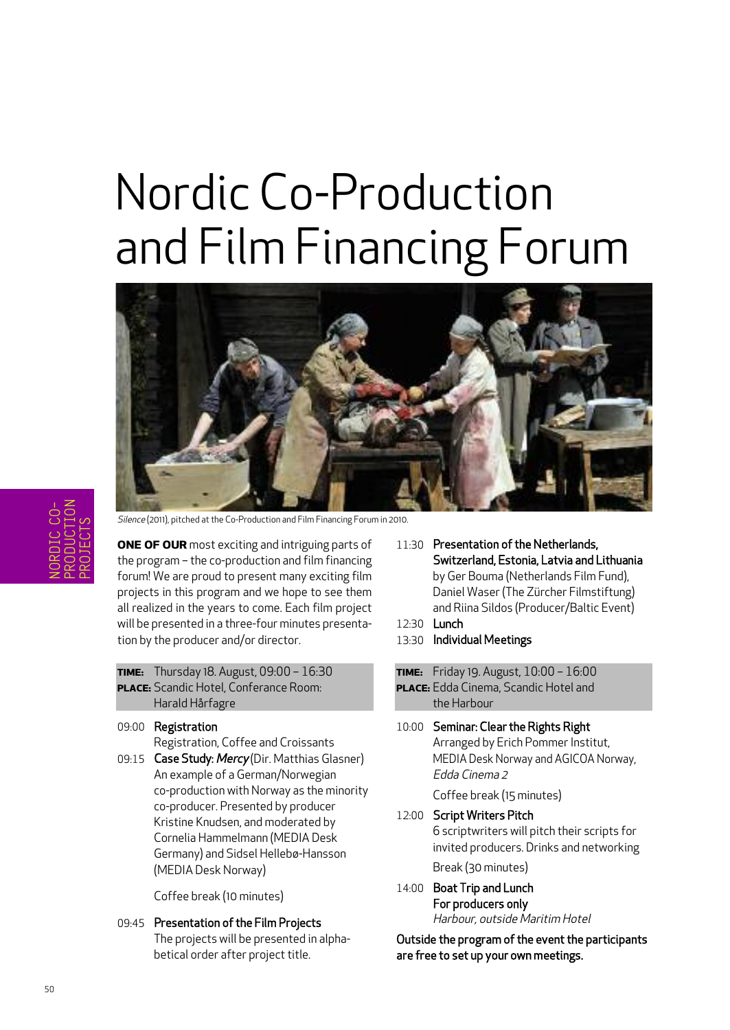# Nordic Co-Production and Film Financing Forum

*Silence* (2011), pitched at the Co-Production and Film Financing Forum in 2010.

NORDIC CO-PRODUCTION PROJECTS

**ONE OF OUR** most exciting and intriguing parts of the program – the co-production and film financing forum! We are proud to present many exciting film projects in this program and we hope to see them all realized in the years to come. Each film project will be presented in a three-four minutes presentation by the producer and/or director.

**TIME:** Thursday 18. August, 09:00 – 16:30
**PLACE:** Scandic Hotel, Conferance Room: Harald Hårfagre

09:00 **Registration**
Registration, Coffee and Croissants

09:15 **Case Study: *Mercy*** (Dir. Matthias Glasner)
An example of a German/Norwegian co-production with Norway as the minority co-producer. Presented by producer Kristine Knudsen, and moderated by Cornelia Hammelmann (MEDIA Desk Germany) and Sidsel Hellebø-Hansson (MEDIA Desk Norway)

Coffee break (10 minutes)

09:45 **Presentation of the Film Projects**
The projects will be presented in alphabetical order after project title.

11:30 **Presentation of the Netherlands, Switzerland, Estonia, Latvia and Lithuania**
by Ger Bouma (Netherlands Film Fund), Daniel Waser (The Zürcher Filmstiftung) and Riina Sildos (Producer/Baltic Event)

12:30 **Lunch**

13:30 **Individual Meetings**

**TIME:** Friday 19. August, 10:00 – 16:00
**PLACE:** Edda Cinema, Scandic Hotel and the Harbour

10:00 **Seminar: Clear the Rights Right**
Arranged by Erich Pommer Institut, MEDIA Desk Norway and AGICOA Norway, *Edda Cinema 2*

Coffee break (15 minutes)

12:00 **Script Writers Pitch**
6 scriptwriters will pitch their scripts for invited producers. Drinks and networking

Break (30 minutes)

14:00 **Boat Trip and Lunch**
**For producers only**
*Harbour, outside Maritim Hotel*

**Outside the program of the event the participants are free to set up your own meetings.**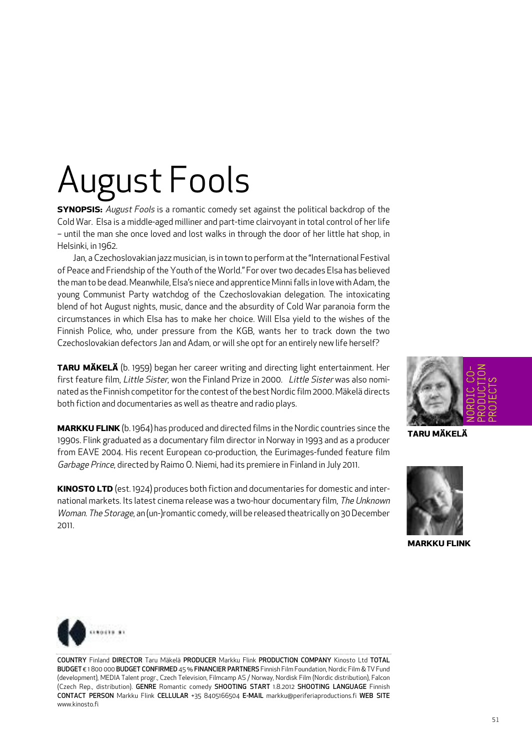# August Fools

**SYNOPSIS:** *August Fools* is a romantic comedy set against the political backdrop of the Cold War. Elsa is a middle-aged milliner and part-time clairvoyant in total control of her life – until the man she once loved and lost walks in through the door of her little hat shop, in Helsinki, in 1962.

Jan, a Czechoslovakian jazz musician, is in town to perform at the "International Festival of Peace and Friendship of the Youth of the World." For over two decades Elsa has believed the man to be dead. Meanwhile, Elsa's niece and apprentice Minni falls in love with Adam, the young Communist Party watchdog of the Czechoslovakian delegation. The intoxicating blend of hot August nights, music, dance and the absurdity of Cold War paranoia form the circumstances in which Elsa has to make her choice. Will Elsa yield to the wishes of the Finnish Police, who, under pressure from the KGB, wants her to track down the two Czechoslovakian defectors Jan and Adam, or will she opt for an entirely new life herself?

**TARU MÄKELÄ** (b. 1959) began her career writing and directing light entertainment. Her first feature film, *Little Sister*, won the Finland Prize in 2000. *Little Sister* was also nominated as the Finnish competitor for the contest of the best Nordic film 2000. Mäkelä directs both fiction and documentaries as well as theatre and radio plays.

**MARKKU FLINK** (b. 1964) has produced and directed films in the Nordic countries since the 1990s. Flink graduated as a documentary film director in Norway in 1993 and as a producer from EAVE 2004. His recent European co-production, the Eurimages-funded feature film *Garbage Prince*, directed by Raimo O. Niemi, had its premiere in Finland in July 2011.

**KINOSTO LTD** (est. 1924) produces both fiction and documentaries for domestic and international markets. Its latest cinema release was a two-hour documentary film, *The Unknown Woman*. *The Storage*, an (un-)romantic comedy, will be released theatrically on 30 December 2011.

NORDIC CO-PRODUCTION PROJECTS

**TARU MÄKELÄ**

**MARKKU FLINK**

COUNTRY Finland DIRECTOR Taru Mäkelä PRODUCER Markku Flink PRODUCTION COMPANY Kinosto Ltd TOTAL BUDGET € 1 800 000 BUDGET CONFIRMED 45 % FINANCIER PARTNERS Finnish Film Foundation, Nordic Film & TV Fund (development), MEDIA Talent progr., Czech Television, Filmcamp AS / Norway, Nordisk Film (Nordic distribution), Falcon (Czech Rep., distribution). GENRE Romantic comedy SHOOTING START 1.8.2012 SHOOTING LANGUAGE Finnish CONTACT PERSON Markku Flink CELLULAR +35 8405166504 E-MAIL markku@periferiaproductions.fi WEB SITE www.kinosto.fi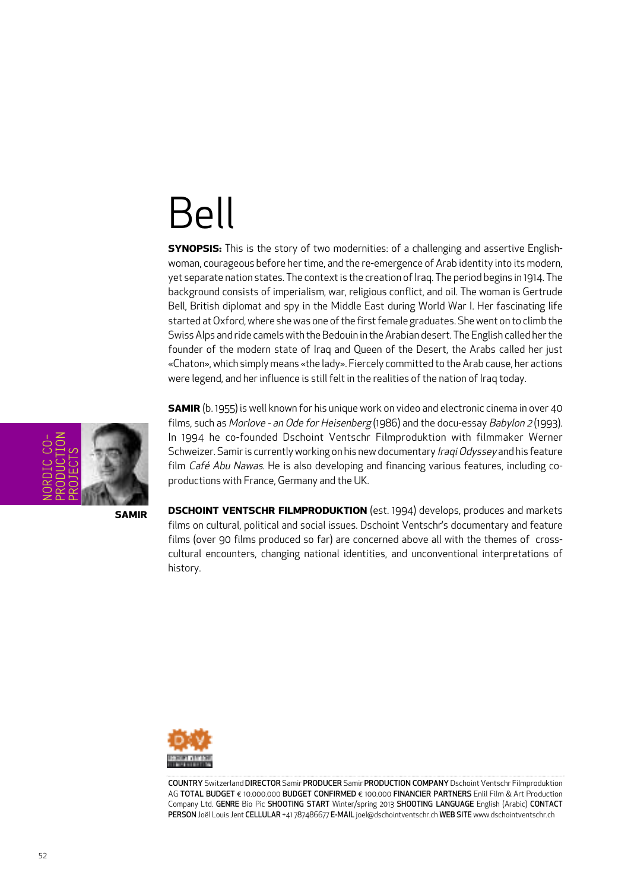# Bell

**SYNOPSIS:** This is the story of two modernities: of a challenging and assertive Englishwoman, courageous before her time, and the re-emergence of Arab identity into its modern, yet separate nation states. The context is the creation of Iraq. The period begins in 1914. The background consists of imperialism, war, religious conflict, and oil. The woman is Gertrude Bell, British diplomat and spy in the Middle East during World War I. Her fascinating life started at Oxford, where she was one of the first female graduates. She went on to climb the Swiss Alps and ride camels with the Bedouin in the Arabian desert. The English called her the founder of the modern state of Iraq and Queen of the Desert, the Arabs called her just «Chaton», which simply means «the lady». Fiercely committed to the Arab cause, her actions were legend, and her influence is still felt in the realities of the nation of Iraq today.

NORDIC CO-PRODUCTION PROJECTS

**SAMIR**

**SAMIR** (b. 1955) is well known for his unique work on video and electronic cinema in over 40 films, such as *Morlove - an Ode for Heisenberg* (1986) and the docu-essay *Babylon 2* (1993). In 1994 he co-founded Dschoint Ventschr Filmproduktion with filmmaker Werner Schweizer. Samir is currently working on his new documentary *Iraqi Odyssey* and his feature film *Café Abu Nawas*. He is also developing and financing various features, including co-productions with France, Germany and the UK.

**DSCHOINT VENTSCHR FILMPRODUKTION** (est. 1994) develops, produces and markets films on cultural, political and social issues. Dschoint Ventschr's documentary and feature films (over 90 films produced so far) are concerned above all with the themes of cross-cultural encounters, changing national identities, and unconventional interpretations of history.

**COUNTRY** Switzerland **DIRECTOR** Samir **PRODUCER** Samir **PRODUCTION COMPANY** Dschoint Ventschr Filmproduktion AG **TOTAL BUDGET** € 10.000.000 **BUDGET CONFIRMED** € 100.000 **FINANCIER PARTNERS** Enlil Film & Art Production Company Ltd. **GENRE** Bio Pic **SHOOTING START** Winter/spring 2013 **SHOOTING LANGUAGE** English (Arabic) **CONTACT PERSON** Joël Louis Jent **CELLULAR** +41 787486677 **E-MAIL** joel@dschointventschr.ch **WEB SITE** www.dschointventschr.ch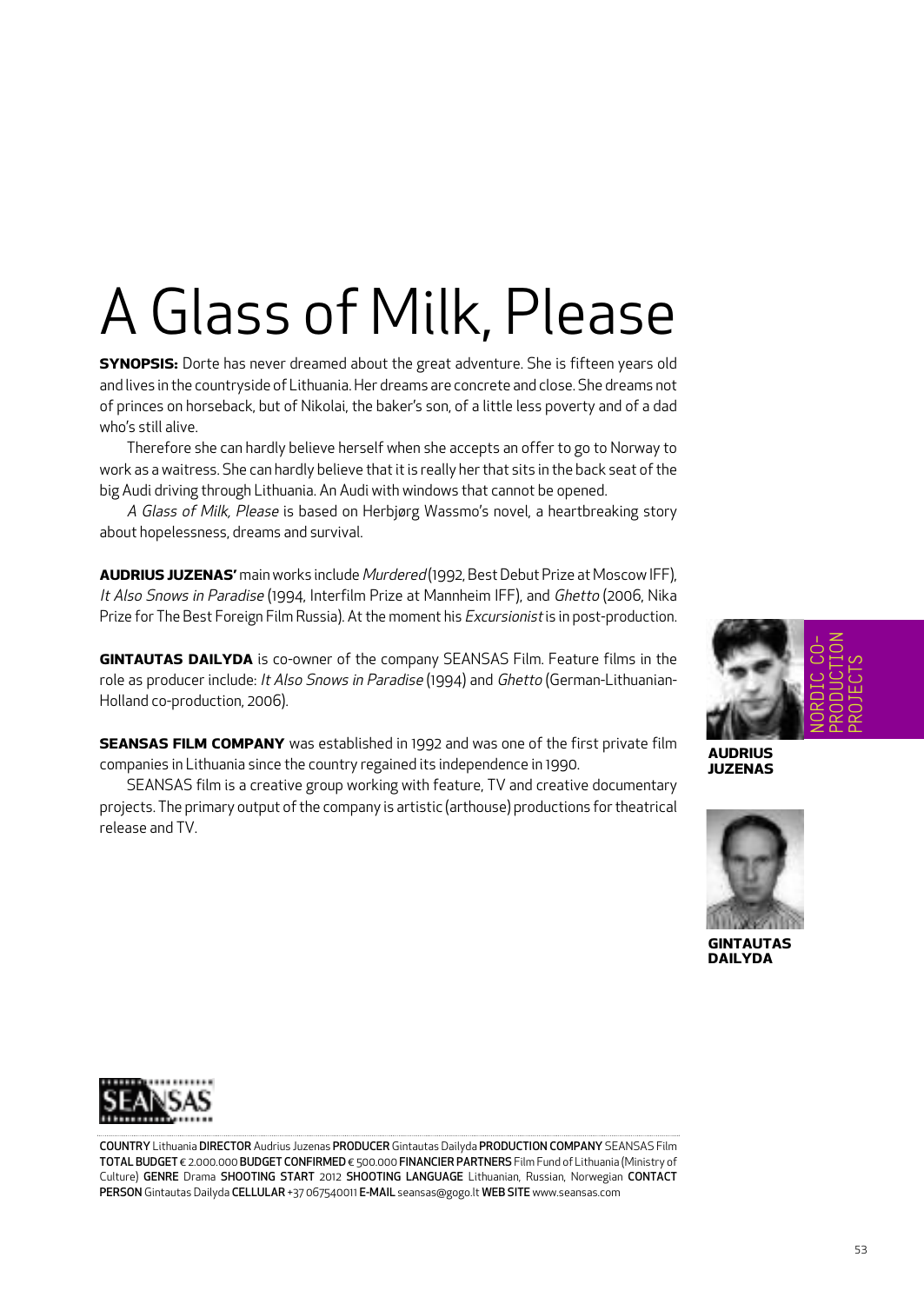# A Glass of Milk, Please

**SYNOPSIS:** Dorte has never dreamed about the great adventure. She is fifteen years old and lives in the countryside of Lithuania. Her dreams are concrete and close. She dreams not of princes on horseback, but of Nikolai, the baker's son, of a little less poverty and of a dad who's still alive.

Therefore she can hardly believe herself when she accepts an offer to go to Norway to work as a waitress. She can hardly believe that it is really her that sits in the back seat of the big Audi driving through Lithuania. An Audi with windows that cannot be opened.

*A Glass of Milk, Please* is based on Herbjørg Wassmo's novel, a heartbreaking story about hopelessness, dreams and survival.

**AUDRIUS JUZENAS'** main works include *Murdered* (1992, Best Debut Prize at Moscow IFF), *It Also Snows in Paradise* (1994, Interfilm Prize at Mannheim IFF), and *Ghetto* (2006, Nika Prize for The Best Foreign Film Russia). At the moment his *Excursionist* is in post-production.

**GINTAUTAS DAILYDA** is co-owner of the company SEANSAS Film. Feature films in the role as producer include: *It Also Snows in Paradise* (1994) and *Ghetto* (German-Lithuanian-Holland co-production, 2006).

**SEANSAS FILM COMPANY** was established in 1992 and was one of the first private film companies in Lithuania since the country regained its independence in 1990.

SEANSAS film is a creative group working with feature, TV and creative documentary projects. The primary output of the company is artistic (arthouse) productions for theatrical release and TV.

NORDIC CO-PRODUCTION PROJECTS

**AUDRIUS JUZENAS**

**GINTAUTAS DAILYDA**

**COUNTRY** Lithuania **DIRECTOR** Audrius Juzenas **PRODUCER** Gintautas Dailyda **PRODUCTION COMPANY** SEANSAS Film **TOTAL BUDGET** € 2.000.000 **BUDGET CONFIRMED** € 500.000 **FINANCIER PARTNERS** Film Fund of Lithuania (Ministry of Culture) **GENRE** Drama **SHOOTING START** 2012 **SHOOTING LANGUAGE** Lithuanian, Russian, Norwegian **CONTACT PERSON** Gintautas Dailyda **CELLULAR** +37 067540011 **E-MAIL** seansas@gogo.lt **WEB SITE** www.seansas.com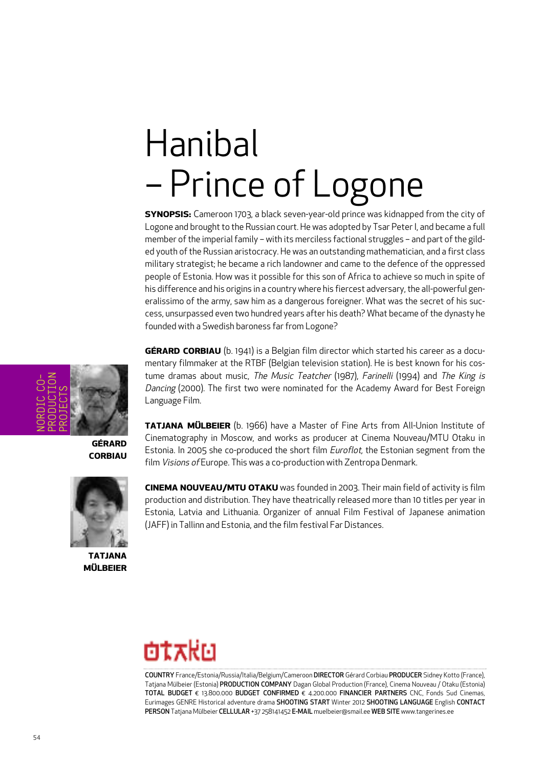# Hanibal – Prince of Logone

**SYNOPSIS:** Cameroon 1703, a black seven-year-old prince was kidnapped from the city of Logone and brought to the Russian court. He was adopted by Tsar Peter I, and became a full member of the imperial family – with its merciless factional struggles – and part of the gilded youth of the Russian aristocracy. He was an outstanding mathematician, and a first class military strategist; he became a rich landowner and came to the defence of the oppressed people of Estonia. How was it possible for this son of Africa to achieve so much in spite of his difference and his origins in a country where his fiercest adversary, the all-powerful generalissimo of the army, saw him as a dangerous foreigner. What was the secret of his success, unsurpassed even two hundred years after his death? What became of the dynasty he founded with a Swedish baroness far from Logone?

NORDIC CO-PRODUCTION PROJECTS

**GÉRARD CORBIAU**

**GÉRARD CORBIAU** (b. 1941) is a Belgian film director which started his career as a documentary filmmaker at the RTBF (Belgian television station). He is best known for his costume dramas about music, *The Music Teatcher* (1987), *Farinelli* (1994) and *The King is Dancing* (2000). The first two were nominated for the Academy Award for Best Foreign Language Film.

**TATJANA MÜLBEIER**

**TATJANA MÜLBEIER** (b. 1966) have a Master of Fine Arts from All-Union Institute of Cinematography in Moscow, and works as producer at Cinema Nouveau/MTU Otaku in Estonia. In 2005 she co-produced the short film *Euroflot*, the Estonian segment from the film *Visions of* Europe. This was a co-production with Zentropa Denmark.

**CINEMA NOUVEAU/MTU OTAKU** was founded in 2003. Their main field of activity is film production and distribution. They have theatrically released more than 10 titles per year in Estonia, Latvia and Lithuania. Organizer of annual Film Festival of Japanese animation (JAFF) in Tallinn and Estonia, and the film festival Far Distances.

otaku

**COUNTRY** France/Estonia/Russia/Italia/Belgium/Cameroon **DIRECTOR** Gérard Corbiau **PRODUCER** Sidney Kotto (France), Tatjana Mülbeier (Estonia) **PRODUCTION COMPANY** Dagan Global Production (France), Cinema Nouveau / Otaku (Estonia) **TOTAL BUDGET** € 13.800.000 **BUDGET CONFIRMED** € 4.200.000 **FINANCIER PARTNERS** CNC, Fonds Sud Cinemas, Eurimages **GENRE** Historical adventure drama **SHOOTING START** Winter 2012 **SHOOTING LANGUAGE** English **CONTACT PERSON** Tatjana Mülbeier **CELLULAR** +37 258141452 **E-MAIL** muelbeier@smail.ee **WEB SITE** www.tangerines.ee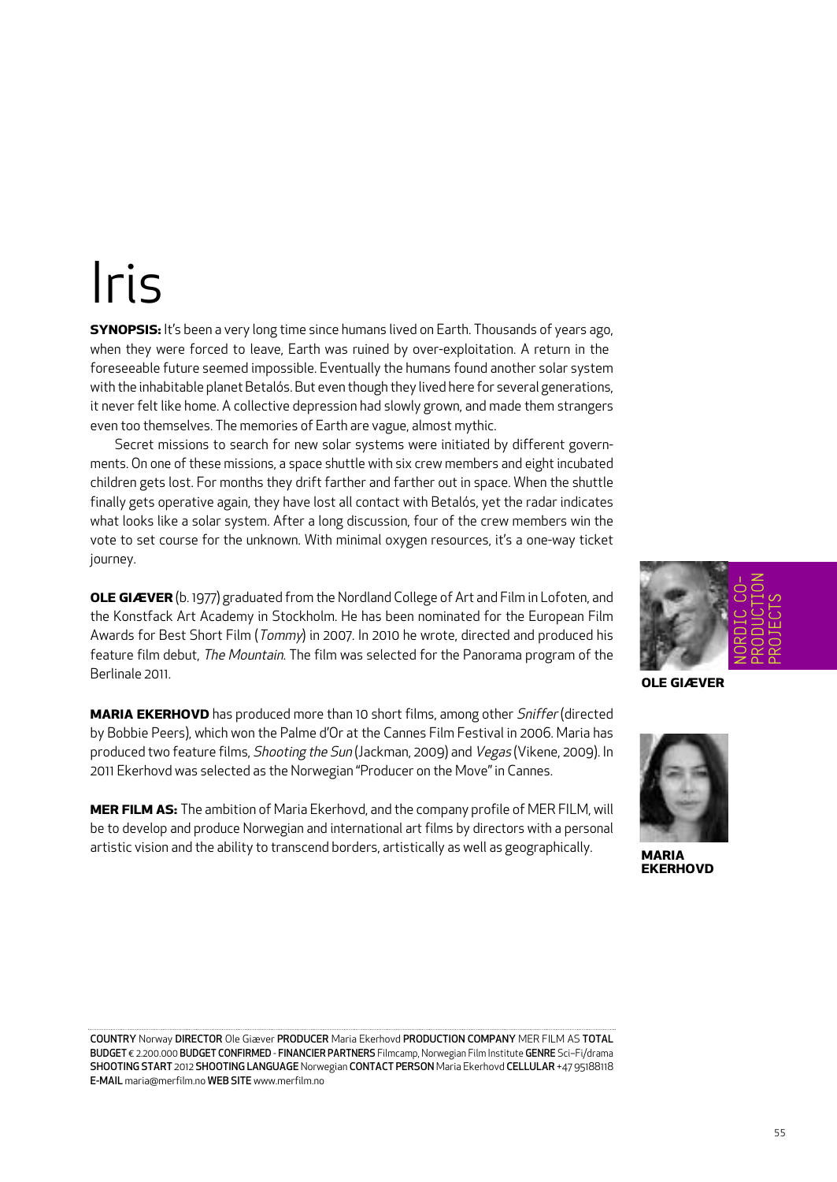# Iris

**SYNOPSIS:** It's been a very long time since humans lived on Earth. Thousands of years ago, when they were forced to leave, Earth was ruined by over-exploitation. A return in the foreseeable future seemed impossible. Eventually the humans found another solar system with the inhabitable planet Betalós. But even though they lived here for several generations, it never felt like home. A collective depression had slowly grown, and made them strangers even too themselves. The memories of Earth are vague, almost mythic.

Secret missions to search for new solar systems were initiated by different governments. On one of these missions, a space shuttle with six crew members and eight incubated children gets lost. For months they drift farther and farther out in space. When the shuttle finally gets operative again, they have lost all contact with Betalós, yet the radar indicates what looks like a solar system. After a long discussion, four of the crew members win the vote to set course for the unknown. With minimal oxygen resources, it's a one-way ticket journey.

**OLE GIÆVER** (b. 1977) graduated from the Nordland College of Art and Film in Lofoten, and the Konstfack Art Academy in Stockholm. He has been nominated for the European Film Awards for Best Short Film (*Tommy*) in 2007. In 2010 he wrote, directed and produced his feature film debut, *The Mountain*. The film was selected for the Panorama program of the Berlinale 2011.

**MARIA EKERHOVD** has produced more than 10 short films, among other *Sniffer* (directed by Bobbie Peers), which won the Palme d'Or at the Cannes Film Festival in 2006. Maria has produced two feature films, *Shooting the Sun* (Jackman, 2009) and *Vegas* (Vikene, 2009). In 2011 Ekerhovd was selected as the Norwegian "Producer on the Move" in Cannes.

**MER FILM AS:** The ambition of Maria Ekerhovd, and the company profile of MER FILM, will be to develop and produce Norwegian and international art films by directors with a personal artistic vision and the ability to transcend borders, artistically as well as geographically.

NORDIC CO-PRODUCTION PROJECTS

**OLE GIÆVER**

**MARIA EKERHOVD**

**COUNTRY** Norway **DIRECTOR** Ole Giæver **PRODUCER** Maria Ekerhovd **PRODUCTION COMPANY** MER FILM AS **TOTAL BUDGET** € 2.200.000 **BUDGET CONFIRMED** - **FINANCIER PARTNERS** Filmcamp, Norwegian Film Institute **GENRE** Sci-Fi/drama **SHOOTING START** 2012 **SHOOTING LANGUAGE** Norwegian **CONTACT PERSON** Maria Ekerhovd **CELLULAR** +47 95188118 **E-MAIL** maria@merfilm.no **WEB SITE** www.merfilm.no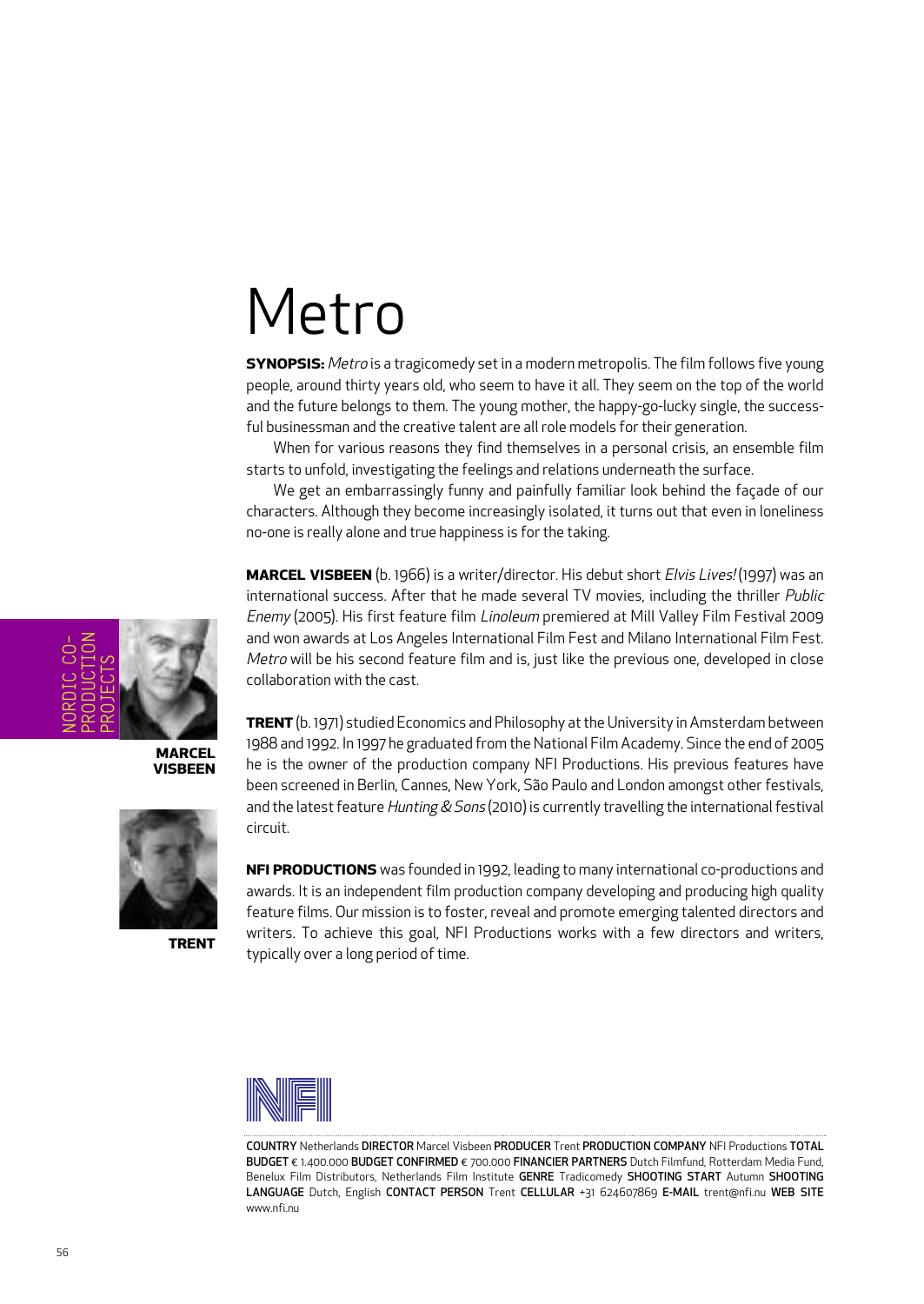# Metro

**SYNOPSIS:** *Metro* is a tragicomedy set in a modern metropolis. The film follows five young people, around thirty years old, who seem to have it all. They seem on the top of the world and the future belongs to them. The young mother, the happy-go-lucky single, the successful businessman and the creative talent are all role models for their generation.

When for various reasons they find themselves in a personal crisis, an ensemble film starts to unfold, investigating the feelings and relations underneath the surface.

We get an embarrassingly funny and painfully familiar look behind the façade of our characters. Although they become increasingly isolated, it turns out that even in loneliness no-one is really alone and true happiness is for the taking.

**MARCEL VISBEEN** (b. 1966) is a writer/director. His debut short *Elvis Lives!* (1997) was an international success. After that he made several TV movies, including the thriller *Public Enemy* (2005). His first feature film *Linoleum* premiered at Mill Valley Film Festival 2009 and won awards at Los Angeles International Film Fest and Milano International Film Fest. *Metro* will be his second feature film and is, just like the previous one, developed in close collaboration with the cast.

**TRENT** (b. 1971) studied Economics and Philosophy at the University in Amsterdam between 1988 and 1992. In 1997 he graduated from the National Film Academy. Since the end of 2005 he is the owner of the production company NFI Productions. His previous features have been screened in Berlin, Cannes, New York, São Paulo and London amongst other festivals, and the latest feature *Hunting & Sons* (2010) is currently travelling the international festival circuit.

**NFI PRODUCTIONS** was founded in 1992, leading to many international co-productions and awards. It is an independent film production company developing and producing high quality feature films. Our mission is to foster, reveal and promote emerging talented directors and writers. To achieve this goal, NFI Productions works with a few directors and writers, typically over a long period of time.

NORDIC CO-PRODUCTION PROJECTS

**MARCEL VISBEEN**

**TRENT**

**COUNTRY** Netherlands **DIRECTOR** Marcel Visbeen **PRODUCER** Trent **PRODUCTION COMPANY** NFI Productions **TOTAL BUDGET** € 1.400.000 **BUDGET CONFIRMED** € 700.000 **FINANCIER PARTNERS** Dutch Filmfund, Rotterdam Media Fund, Benelux Film Distributors, Netherlands Film Institute **GENRE** Tradicomedy **SHOOTING START** Autumn **SHOOTING LANGUAGE** Dutch, English **CONTACT PERSON** Trent **CELLULAR** +31 624607869 **E-MAIL** trent@nfi.nu **WEB SITE** www.nfi.nu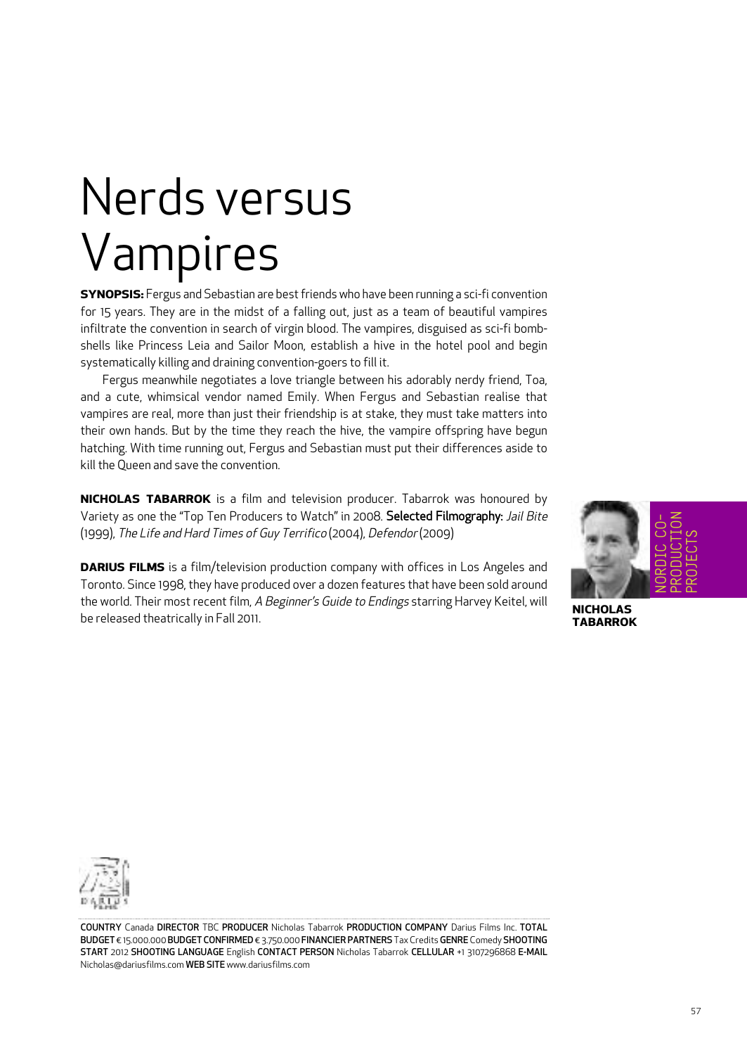# Nerds versus Vampires

**SYNOPSIS:** Fergus and Sebastian are best friends who have been running a sci-fi convention for 15 years. They are in the midst of a falling out, just as a team of beautiful vampires infiltrate the convention in search of virgin blood. The vampires, disguised as sci-fi bombshells like Princess Leia and Sailor Moon, establish a hive in the hotel pool and begin systematically killing and draining convention-goers to fill it.

Fergus meanwhile negotiates a love triangle between his adorably nerdy friend, Toa, and a cute, whimsical vendor named Emily. When Fergus and Sebastian realise that vampires are real, more than just their friendship is at stake, they must take matters into their own hands. But by the time they reach the hive, the vampire offspring have begun hatching. With time running out, Fergus and Sebastian must put their differences aside to kill the Queen and save the convention.

**NICHOLAS TABARROK** is a film and television producer. Tabarrok was honoured by Variety as one the "Top Ten Producers to Watch" in 2008. Selected Filmography: *Jail Bite* (1999), *The Life and Hard Times of Guy Terrifico* (2004), *Defendor* (2009)

**DARIUS FILMS** is a film/television production company with offices in Los Angeles and Toronto. Since 1998, they have produced over a dozen features that have been sold around the world. Their most recent film, *A Beginner's Guide to Endings* starring Harvey Keitel, will be released theatrically in Fall 2011.

NORDIC CO-PRODUCTION PROJECTS

**NICHOLAS TABARROK**

COUNTRY Canada DIRECTOR TBC PRODUCER Nicholas Tabarrok PRODUCTION COMPANY Darius Films Inc. TOTAL BUDGET € 15.000.000 BUDGET CONFIRMED € 3.750.000 FINANCIER PARTNERS Tax Credits GENRE Comedy SHOOTING START 2012 SHOOTING LANGUAGE English CONTACT PERSON Nicholas Tabarrok CELLULAR +1 3107296868 E-MAIL Nicholas@dariusfilms.com WEB SITE www.dariusfilms.com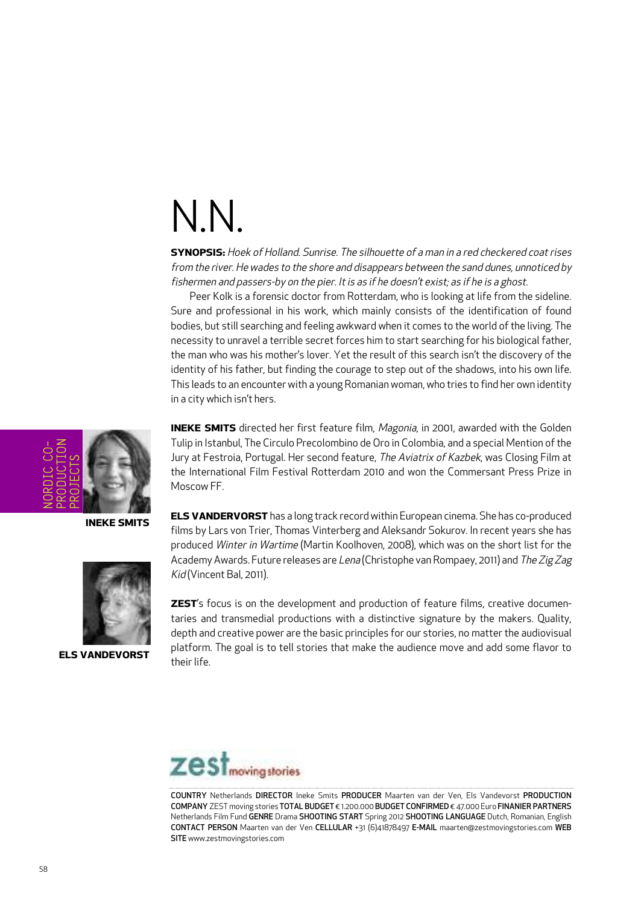# N.N.

**SYNOPSIS:** *Hoek of Holland. Sunrise. The silhouette of a man in a red checkered coat rises from the river. He wades to the shore and disappears between the sand dunes, unnoticed by fishermen and passers-by on the pier. It is as if he doesn't exist; as if he is a ghost.*

Peer Kolk is a forensic doctor from Rotterdam, who is looking at life from the sideline. Sure and professional in his work, which mainly consists of the identification of found bodies, but still searching and feeling awkward when it comes to the world of the living. The necessity to unravel a terrible secret forces him to start searching for his biological father, the man who was his mother's lover. Yet the result of this search isn't the discovery of the identity of his father, but finding the courage to step out of the shadows, into his own life. This leads to an encounter with a young Romanian woman, who tries to find her own identity in a city which isn't hers.

NORDIC CO-PRODUCTION PROJECTS

**INEKE SMITS**

**INEKE SMITS** directed her first feature film, *Magonia*, in 2001, awarded with the Golden Tulip in Istanbul, The Circulo Precolombino de Oro in Colombia, and a special Mention of the Jury at Festroia, Portugal. Her second feature, *The Aviatrix of Kazbek*, was Closing Film at the International Film Festival Rotterdam 2010 and won the Commersant Press Prize in Moscow FF.

**ELS VANDEVORST**

**ELS VANDERVORST** has a long track record within European cinema. She has co-produced films by Lars von Trier, Thomas Vinterberg and Aleksandr Sokurov. In recent years she has produced *Winter in Wartime* (Martin Koolhoven, 2008), which was on the short list for the Academy Awards. Future releases are *Lena* (Christophe van Rompaey, 2011) and *The Zig Zag Kid* (Vincent Bal, 2011).

**ZEST**'s focus is on the development and production of feature films, creative documentaries and transmedial productions with a distinctive signature by the makers. Quality, depth and creative power are the basic principles for our stories, no matter the audiovisual platform. The goal is to tell stories that make the audience move and add some flavor to their life.

zest moving stories

**COUNTRY** Netherlands **DIRECTOR** Ineke Smits **PRODUCER** Maarten van der Ven, Els Vandevorst **PRODUCTION COMPANY** ZEST moving stories **TOTAL BUDGET** € 1.200.000 **BUDGET CONFIRMED** € 47.000 Euro **FINANIER PARTNERS** Netherlands Film Fund **GENRE** Drama **SHOOTING START** Spring 2012 **SHOOTING LANGUAGE** Dutch, Romanian, English **CONTACT PERSON** Maarten van der Ven **CELLULAR** +31 (6)41878497 **E-MAIL** maarten@zestmovingstories.com **WEB SITE** www.zestmovingstories.com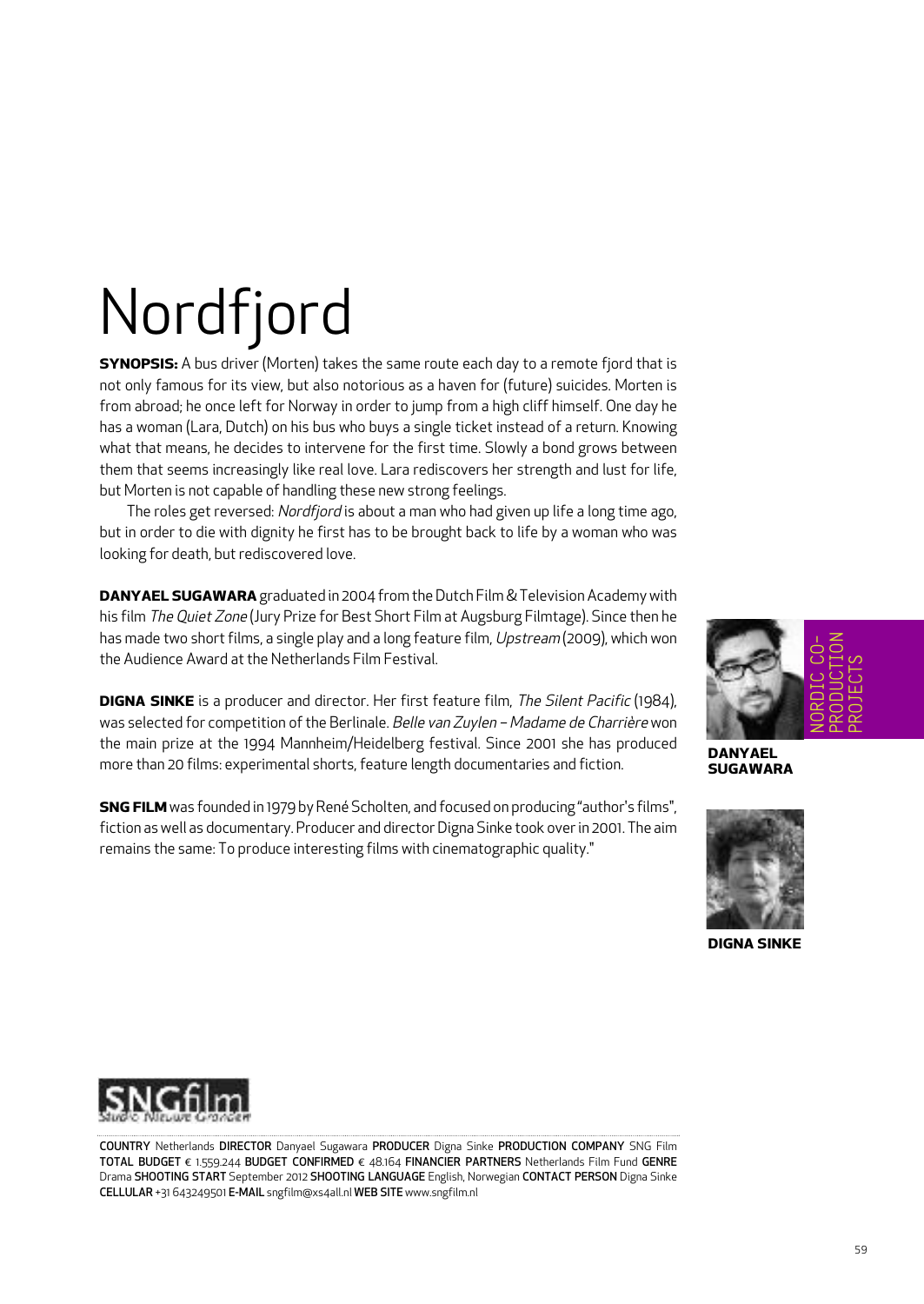# Nordfjord

**SYNOPSIS:** A bus driver (Morten) takes the same route each day to a remote fjord that is not only famous for its view, but also notorious as a haven for (future) suicides. Morten is from abroad; he once left for Norway in order to jump from a high cliff himself. One day he has a woman (Lara, Dutch) on his bus who buys a single ticket instead of a return. Knowing what that means, he decides to intervene for the first time. Slowly a bond grows between them that seems increasingly like real love. Lara rediscovers her strength and lust for life, but Morten is not capable of handling these new strong feelings.

The roles get reversed: *Nordfjord* is about a man who had given up life a long time ago, but in order to die with dignity he first has to be brought back to life by a woman who was looking for death, but rediscovered love.

**DANYAEL SUGAWARA** graduated in 2004 from the Dutch Film & Television Academy with his film *The Quiet Zone* (Jury Prize for Best Short Film at Augsburg Filmtage). Since then he has made two short films, a single play and a long feature film, *Upstream* (2009), which won the Audience Award at the Netherlands Film Festival.

**DIGNA SINKE** is a producer and director. Her first feature film, *The Silent Pacific* (1984), was selected for competition of the Berlinale. *Belle van Zuylen – Madame de Charrière* won the main prize at the 1994 Mannheim/Heidelberg festival. Since 2001 she has produced more than 20 films: experimental shorts, feature length documentaries and fiction.

**SNG FILM** was founded in 1979 by René Scholten, and focused on producing "author's films", fiction as well as documentary. Producer and director Digna Sinke took over in 2001. The aim remains the same: To produce interesting films with cinematographic quality."

NORDIC CO-PRODUCTION PROJECTS

**DANYAEL SUGAWARA**

**DIGNA SINKE**

**COUNTRY** Netherlands **DIRECTOR** Danyael Sugawara **PRODUCER** Digna Sinke **PRODUCTION COMPANY** SNG Film **TOTAL BUDGET** € 1.559.244 **BUDGET CONFIRMED** € 48.164 **FINANCIER PARTNERS** Netherlands Film Fund **GENRE** Drama **SHOOTING START** September 2012 **SHOOTING LANGUAGE** English, Norwegian **CONTACT PERSON** Digna Sinke **CELLULAR** +31 643249501 **E-MAIL** sngfilm@xs4all.nl **WEB SITE** www.sngfilm.nl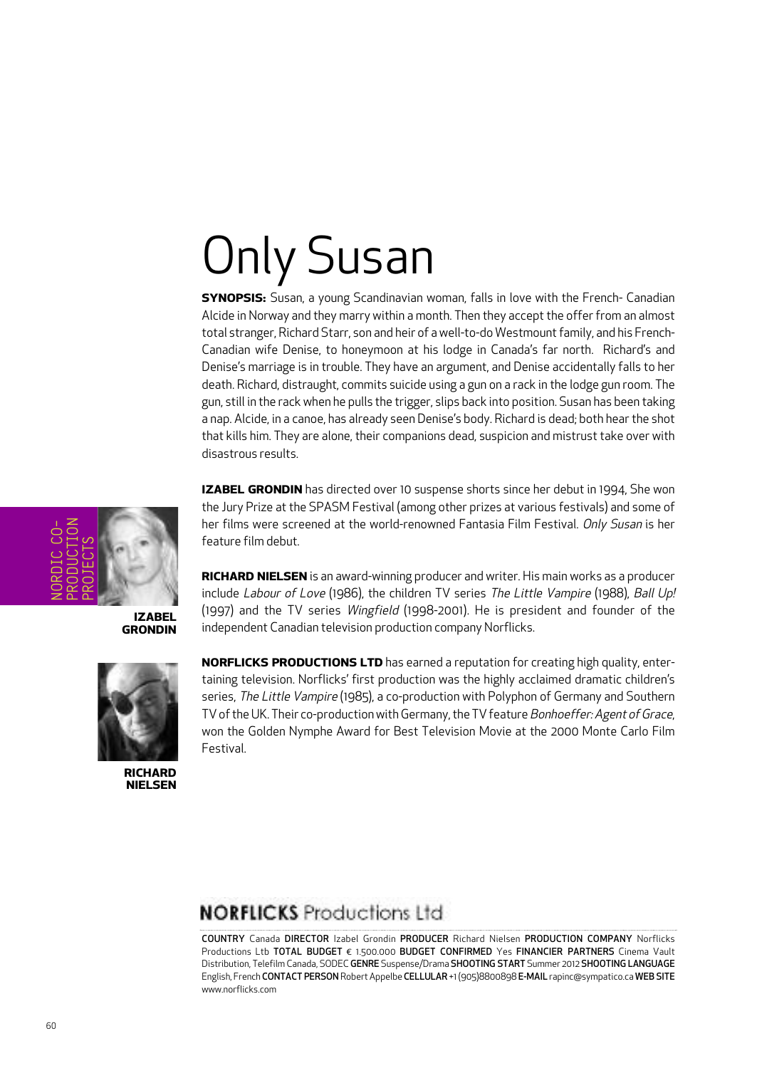# Only Susan

**SYNOPSIS:** Susan, a young Scandinavian woman, falls in love with the French- Canadian Alcide in Norway and they marry within a month. Then they accept the offer from an almost total stranger, Richard Starr, son and heir of a well-to-do Westmount family, and his French-Canadian wife Denise, to honeymoon at his lodge in Canada's far north. Richard's and Denise's marriage is in trouble. They have an argument, and Denise accidentally falls to her death. Richard, distraught, commits suicide using a gun on a rack in the lodge gun room. The gun, still in the rack when he pulls the trigger, slips back into position. Susan has been taking a nap. Alcide, in a canoe, has already seen Denise's body. Richard is dead; both hear the shot that kills him. They are alone, their companions dead, suspicion and mistrust take over with disastrous results.

NORDIC CO-PRODUCTION PROJECTS

**IZABEL GRONDIN**

**IZABEL GRONDIN** has directed over 10 suspense shorts since her debut in 1994, She won the Jury Prize at the SPASM Festival (among other prizes at various festivals) and some of her films were screened at the world-renowned Fantasia Film Festival. *Only Susan* is her feature film debut.

**RICHARD NIELSEN**

**RICHARD NIELSEN** is an award-winning producer and writer. His main works as a producer include *Labour of Love* (1986), the children TV series *The Little Vampire* (1988), *Ball Up!* (1997) and the TV series *Wingfield* (1998-2001). He is president and founder of the independent Canadian television production company Norflicks.

**NORFLICKS PRODUCTIONS LTD** has earned a reputation for creating high quality, entertaining television. Norflicks' first production was the highly acclaimed dramatic children's series, *The Little Vampire* (1985), a co-production with Polyphon of Germany and Southern TV of the UK. Their co-production with Germany, the TV feature *Bonhoeffer: Agent of Grace*, won the Golden Nymphe Award for Best Television Movie at the 2000 Monte Carlo Film Festival.

**NORFLICKS** Productions Ltd

**COUNTRY** Canada **DIRECTOR** Izabel Grondin **PRODUCER** Richard Nielsen **PRODUCTION COMPANY** Norflicks Productions Ltb **TOTAL BUDGET** € 1.500.000 **BUDGET CONFIRMED** Yes **FINANCIER PARTNERS** Cinema Vault Distribution, Telefilm Canada, SODEC **GENRE** Suspense/Drama **SHOOTING START** Summer 2012 **SHOOTING LANGUAGE** English, French **CONTACT PERSON** Robert Appelbe **CELLULAR** +1 (905)8800898 **E-MAIL** rapinc@sympatico.ca **WEB SITE** www.norflicks.com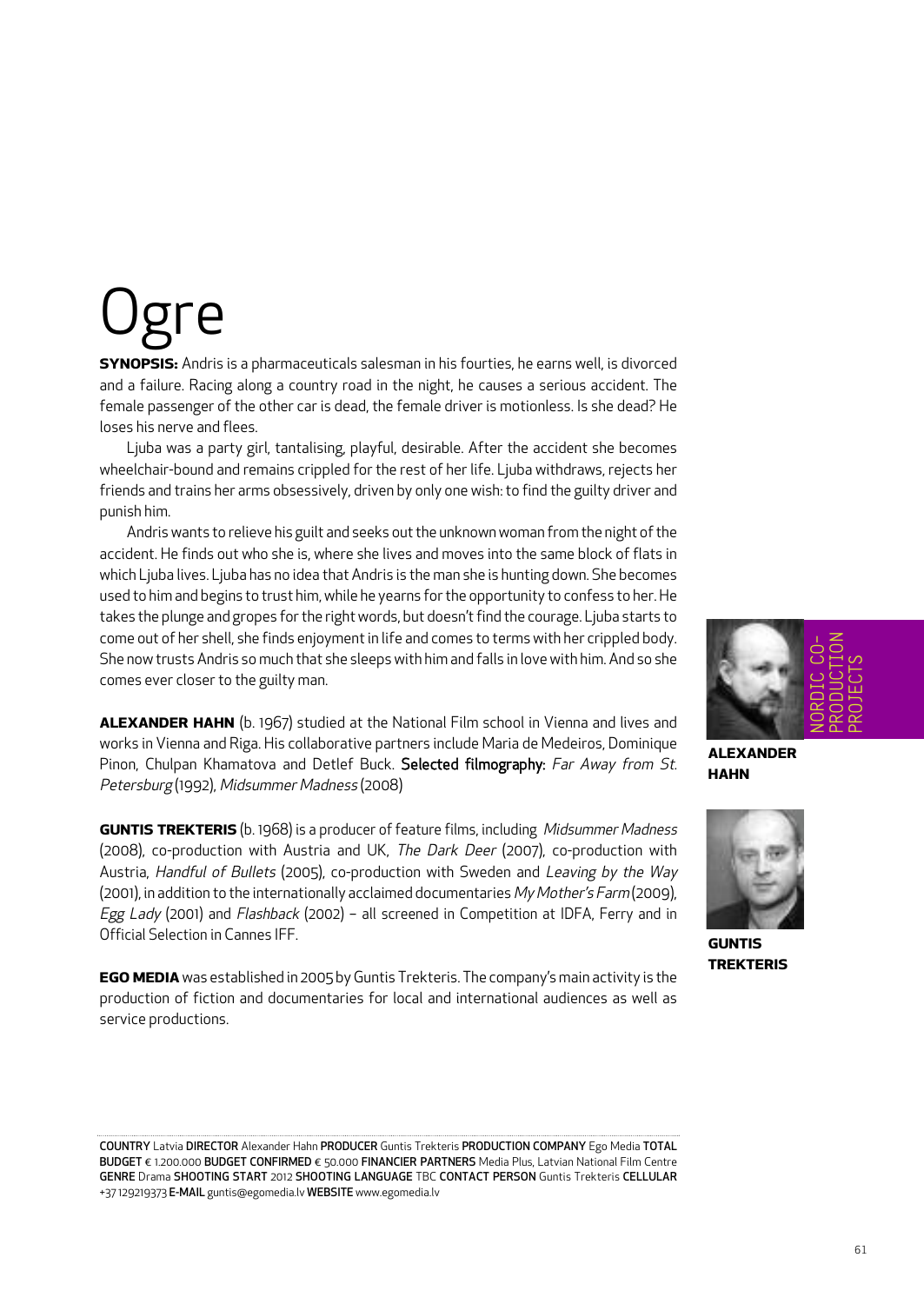# Ogre

**SYNOPSIS:** Andris is a pharmaceuticals salesman in his fourties, he earns well, is divorced and a failure. Racing along a country road in the night, he causes a serious accident. The female passenger of the other car is dead, the female driver is motionless. Is she dead? He loses his nerve and flees.

Ljuba was a party girl, tantalising, playful, desirable. After the accident she becomes wheelchair-bound and remains crippled for the rest of her life. Ljuba withdraws, rejects her friends and trains her arms obsessively, driven by only one wish: to find the guilty driver and punish him.

Andris wants to relieve his guilt and seeks out the unknown woman from the night of the accident. He finds out who she is, where she lives and moves into the same block of flats in which Ljuba lives. Ljuba has no idea that Andris is the man she is hunting down. She becomes used to him and begins to trust him, while he yearns for the opportunity to confess to her. He takes the plunge and gropes for the right words, but doesn't find the courage. Ljuba starts to come out of her shell, she finds enjoyment in life and comes to terms with her crippled body. She now trusts Andris so much that she sleeps with him and falls in love with him. And so she comes ever closer to the guilty man.

**ALEXANDER HAHN** (b. 1967) studied at the National Film school in Vienna and lives and works in Vienna and Riga. His collaborative partners include Maria de Medeiros, Dominique Pinon, Chulpan Khamatova and Detlef Buck. Selected filmography: *Far Away from St. Petersburg* (1992), *Midsummer Madness* (2008)

**GUNTIS TREKTERIS** (b. 1968) is a producer of feature films, including *Midsummer Madness* (2008), co-production with Austria and UK, *The Dark Deer* (2007), co-production with Austria, *Handful of Bullets* (2005), co-production with Sweden and *Leaving by the Way* (2001), in addition to the internationally acclaimed documentaries *My Mother's Farm* (2009), *Egg Lady* (2001) and *Flashback* (2002) – all screened in Competition at IDFA, Ferry and in Official Selection in Cannes IFF.

**EGO MEDIA** was established in 2005 by Guntis Trekteris. The company's main activity is the production of fiction and documentaries for local and international audiences as well as service productions.

NORDIC CO-PRODUCTION PROJECTS

**ALEXANDER HAHN**

**GUNTIS TREKTERIS**

COUNTRY Latvia DIRECTOR Alexander Hahn PRODUCER Guntis Trekteris PRODUCTION COMPANY Ego Media TOTAL BUDGET € 1.200.000 BUDGET CONFIRMED € 50.000 FINANCIER PARTNERS Media Plus, Latvian National Film Centre GENRE Drama SHOOTING START 2012 SHOOTING LANGUAGE TBC CONTACT PERSON Guntis Trekteris CELLULAR +37 129219373 E-MAIL guntis@egomedia.lv WEBSITE www.egomedia.lv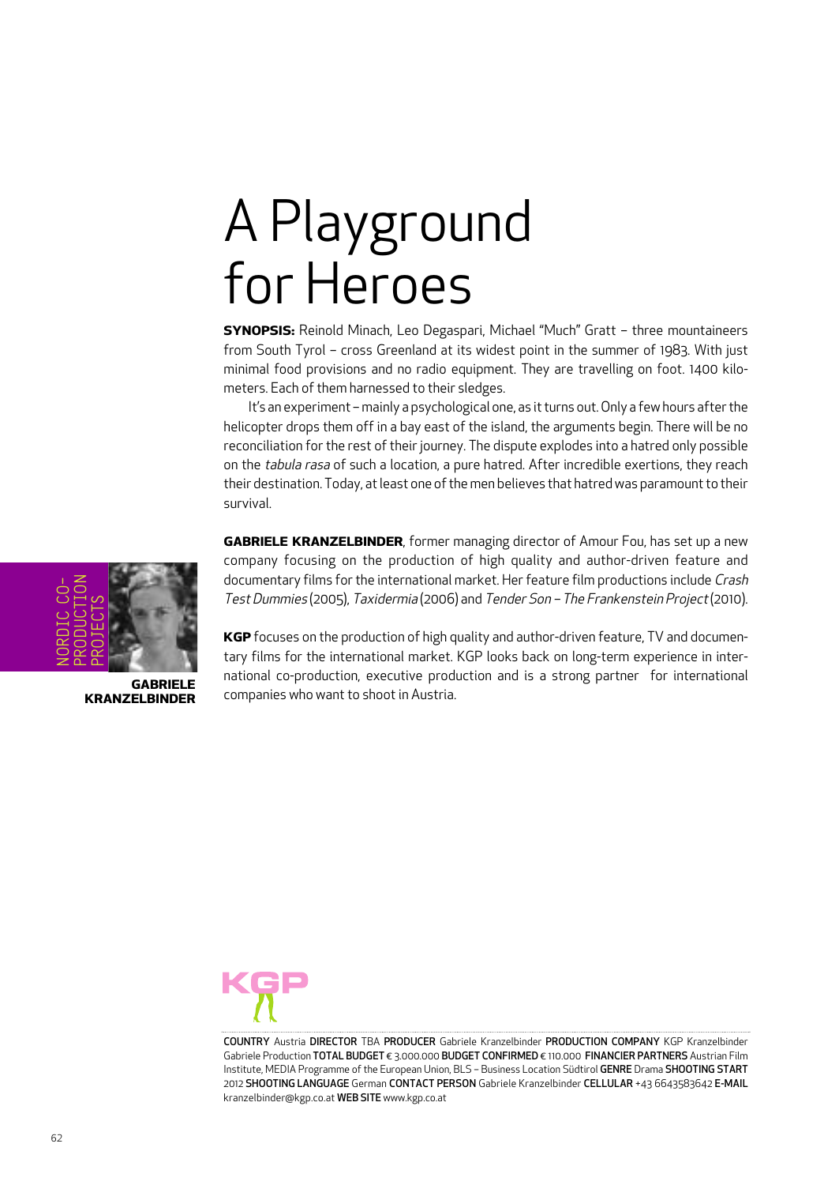# A Playground for Heroes

**SYNOPSIS:** Reinold Minach, Leo Degaspari, Michael "Much" Gratt – three mountaineers from South Tyrol – cross Greenland at its widest point in the summer of 1983. With just minimal food provisions and no radio equipment. They are travelling on foot. 1400 kilometers. Each of them harnessed to their sledges.

It's an experiment – mainly a psychological one, as it turns out. Only a few hours after the helicopter drops them off in a bay east of the island, the arguments begin. There will be no reconciliation for the rest of their journey. The dispute explodes into a hatred only possible on the *tabula rasa* of such a location, a pure hatred. After incredible exertions, they reach their destination. Today, at least one of the men believes that hatred was paramount to their survival.

NORDIC CO-PRODUCTION PROJECTS

**GABRIELE KRANZELBINDER**

**GABRIELE KRANZELBINDER**, former managing director of Amour Fou, has set up a new company focusing on the production of high quality and author-driven feature and documentary films for the international market. Her feature film productions include *Crash Test Dummies* (2005), *Taxidermia* (2006) and *Tender Son – The Frankenstein Project* (2010).

**KGP** focuses on the production of high quality and author-driven feature, TV and documentary films for the international market. KGP looks back on long-term experience in international co-production, executive production and is a strong partner for international companies who want to shoot in Austria.

KGP

**COUNTRY** Austria **DIRECTOR** TBA **PRODUCER** Gabriele Kranzelbinder **PRODUCTION COMPANY** KGP Kranzelbinder Gabriele Production **TOTAL BUDGET** € 3.000.000 **BUDGET CONFIRMED** € 110.000 **FINANCIER PARTNERS** Austrian Film Institute, MEDIA Programme of the European Union, BLS – Business Location Südtirol **GENRE** Drama **SHOOTING START** 2012 **SHOOTING LANGUAGE** German **CONTACT PERSON** Gabriele Kranzelbinder **CELLULAR** +43 6643583642 **E-MAIL** kranzelbinder@kgp.co.at **WEB SITE** www.kgp.co.at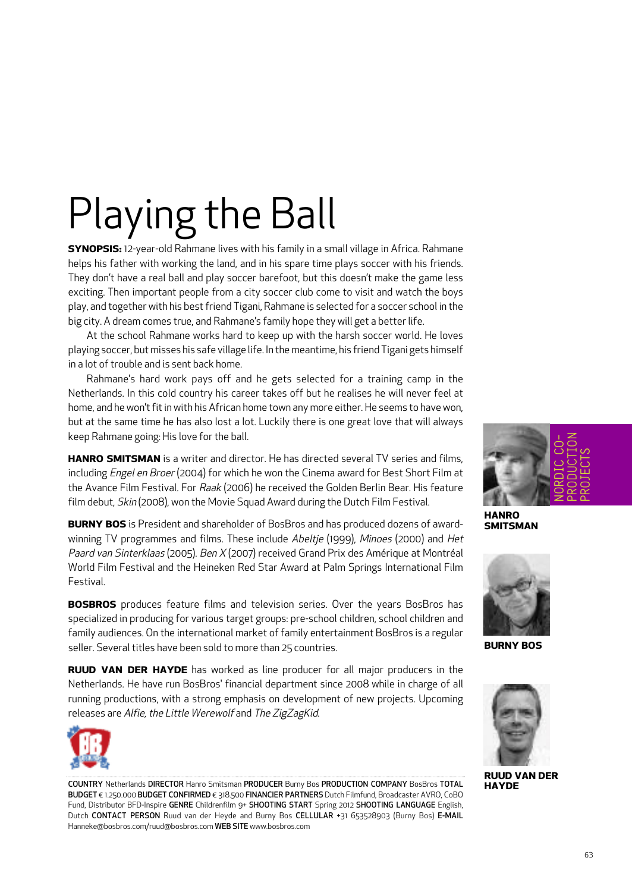# Playing the Ball

**SYNOPSIS:** 12-year-old Rahmane lives with his family in a small village in Africa. Rahmane helps his father with working the land, and in his spare time plays soccer with his friends. They don't have a real ball and play soccer barefoot, but this doesn't make the game less exciting. Then important people from a city soccer club come to visit and watch the boys play, and together with his best friend Tigani, Rahmane is selected for a soccer school in the big city. A dream comes true, and Rahmane's family hope they will get a better life.

At the school Rahmane works hard to keep up with the harsh soccer world. He loves playing soccer, but misses his safe village life. In the meantime, his friend Tigani gets himself in a lot of trouble and is sent back home.

Rahmane's hard work pays off and he gets selected for a training camp in the Netherlands. In this cold country his career takes off but he realises he will never feel at home, and he won't fit in with his African home town any more either. He seems to have won, but at the same time he has also lost a lot. Luckily there is one great love that will always keep Rahmane going: His love for the ball.

**HANRO SMITSMAN** is a writer and director. He has directed several TV series and films, including *Engel en Broer* (2004) for which he won the Cinema award for Best Short Film at the Avance Film Festival. For *Raak* (2006) he received the Golden Berlin Bear. His feature film debut, *Skin* (2008), won the Movie Squad Award during the Dutch Film Festival.

**BURNY BOS** is President and shareholder of BosBros and has produced dozens of award-winning TV programmes and films. These include *Abeltje* (1999), *Minoes* (2000) and *Het Paard van Sinterklaas* (2005). *Ben X* (2007) received Grand Prix des Amérique at Montréal World Film Festival and the Heineken Red Star Award at Palm Springs International Film Festival.

**BOSBROS** produces feature films and television series. Over the years BosBros has specialized in producing for various target groups: pre-school children, school children and family audiences. On the international market of family entertainment BosBros is a regular seller. Several titles have been sold to more than 25 countries.

**RUUD VAN DER HAYDE** has worked as line producer for all major producers in the Netherlands. He have run BosBros' financial department since 2008 while in charge of all running productions, with a strong emphasis on development of new projects. Upcoming releases are *Alfie, the Little Werewolf* and *The ZigZagKid*.

**COUNTRY** Netherlands **DIRECTOR** Hanro Smitsman **PRODUCER** Burny Bos **PRODUCTION COMPANY** BosBros **TOTAL BUDGET** € 1.250.000 **BUDGET CONFIRMED** € 318.500 **FINANCIER PARTNERS** Dutch Filmfund, Broadcaster AVRO, CoBO Fund, Distributor BFD-Inspire **GENRE** Childrenfilm 9+ **SHOOTING START** Spring 2012 **SHOOTING LANGUAGE** English, Dutch **CONTACT PERSON** Ruud van der Heyde and Burny Bos **CELLULAR** +31 653528903 (Burny Bos) **E-MAIL** Hanneke@bosbros.com/ruud@bosbros.com **WEB SITE** www.bosbros.com

NORDIC CO-PRODUCTION PROJECTS

**HANRO SMITSMAN**

**BURNY BOS**

**RUUD VAN DER HAYDE**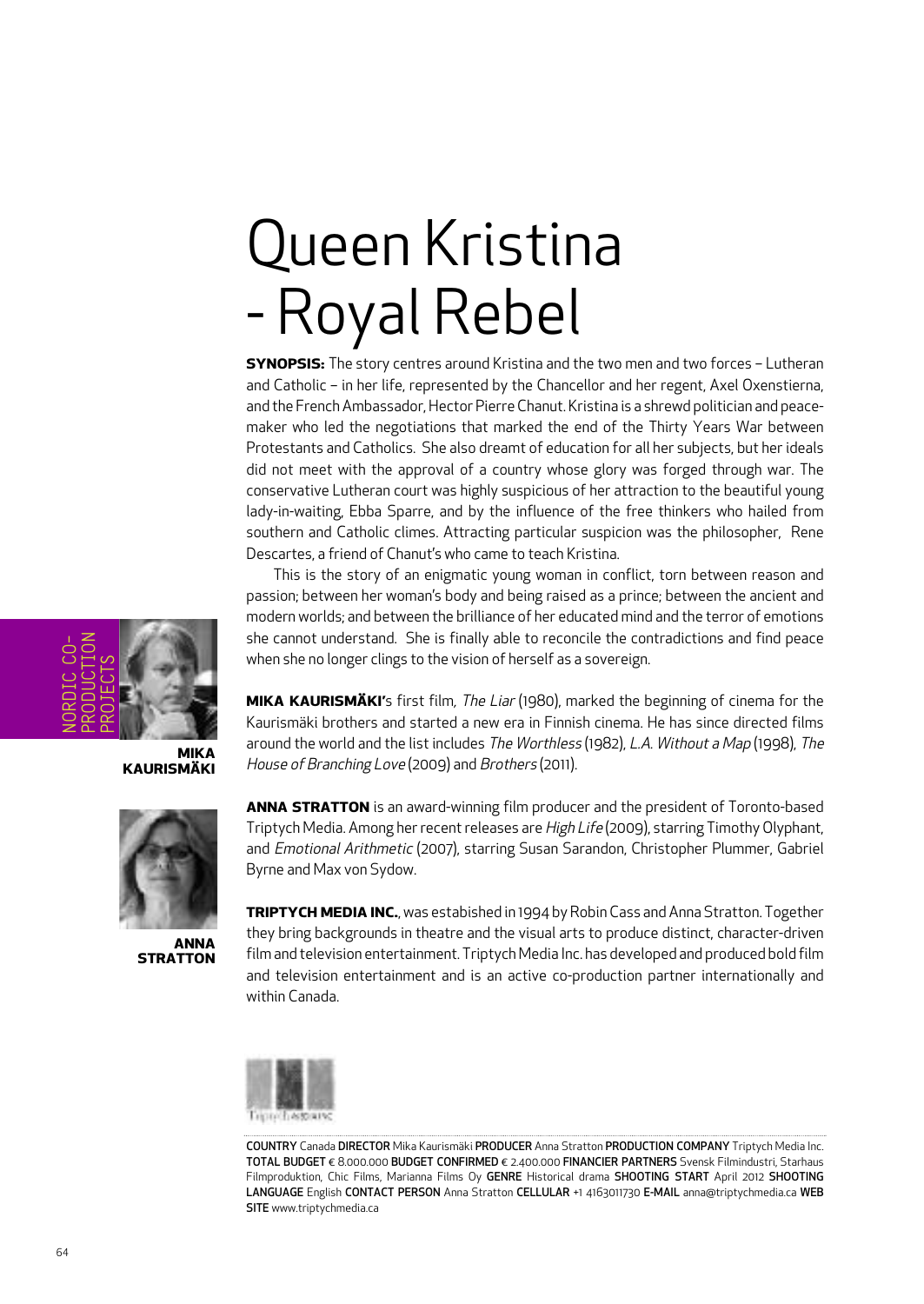# Queen Kristina - Royal Rebel

**SYNOPSIS:** The story centres around Kristina and the two men and two forces – Lutheran and Catholic – in her life, represented by the Chancellor and her regent, Axel Oxenstierna, and the French Ambassador, Hector Pierre Chanut. Kristina is a shrewd politician and peace-maker who led the negotiations that marked the end of the Thirty Years War between Protestants and Catholics. She also dreamt of education for all her subjects, but her ideals did not meet with the approval of a country whose glory was forged through war. The conservative Lutheran court was highly suspicious of her attraction to the beautiful young lady-in-waiting, Ebba Sparre, and by the influence of the free thinkers who hailed from southern and Catholic climes. Attracting particular suspicion was the philosopher, Rene Descartes, a friend of Chanut's who came to teach Kristina.

This is the story of an enigmatic young woman in conflict, torn between reason and passion; between her woman's body and being raised as a prince; between the ancient and modern worlds; and between the brilliance of her educated mind and the terror of emotions she cannot understand. She is finally able to reconcile the contradictions and find peace when she no longer clings to the vision of herself as a sovereign.

NORDIC CO-PRODUCTION PROJECTS

**MIKA KAURISMÄKI**

**MIKA KAURISMÄKI**'s first film, *The Liar* (1980), marked the beginning of cinema for the Kaurismäki brothers and started a new era in Finnish cinema. He has since directed films around the world and the list includes *The Worthless* (1982), *L.A. Without a Map* (1998), *The House of Branching Love* (2009) and *Brothers* (2011).

**ANNA STRATTON**

**ANNA STRATTON** is an award-winning film producer and the president of Toronto-based Triptych Media. Among her recent releases are *High Life* (2009), starring Timothy Olyphant, and *Emotional Arithmetic* (2007), starring Susan Sarandon, Christopher Plummer, Gabriel Byrne and Max von Sydow.

**TRIPTYCH MEDIA INC.**, was estabished in 1994 by Robin Cass and Anna Stratton. Together they bring backgrounds in theatre and the visual arts to produce distinct, character-driven film and television entertainment. Triptych Media Inc. has developed and produced bold film and television entertainment and is an active co-production partner internationally and within Canada.

**COUNTRY** Canada **DIRECTOR** Mika Kaurismäki **PRODUCER** Anna Stratton **PRODUCTION COMPANY** Triptych Media Inc. **TOTAL BUDGET** € 8.000.000 **BUDGET CONFIRMED** € 2.400.000 **FINANCIER PARTNERS** Svensk Filmindustri, Starhaus Filmproduktion, Chic Films, Marianna Films Oy **GENRE** Historical drama **SHOOTING START** April 2012 **SHOOTING LANGUAGE** English **CONTACT PERSON** Anna Stratton **CELLULAR** +1 4163011730 **E-MAIL** anna@triptychmedia.ca **WEB SITE** www.triptychmedia.ca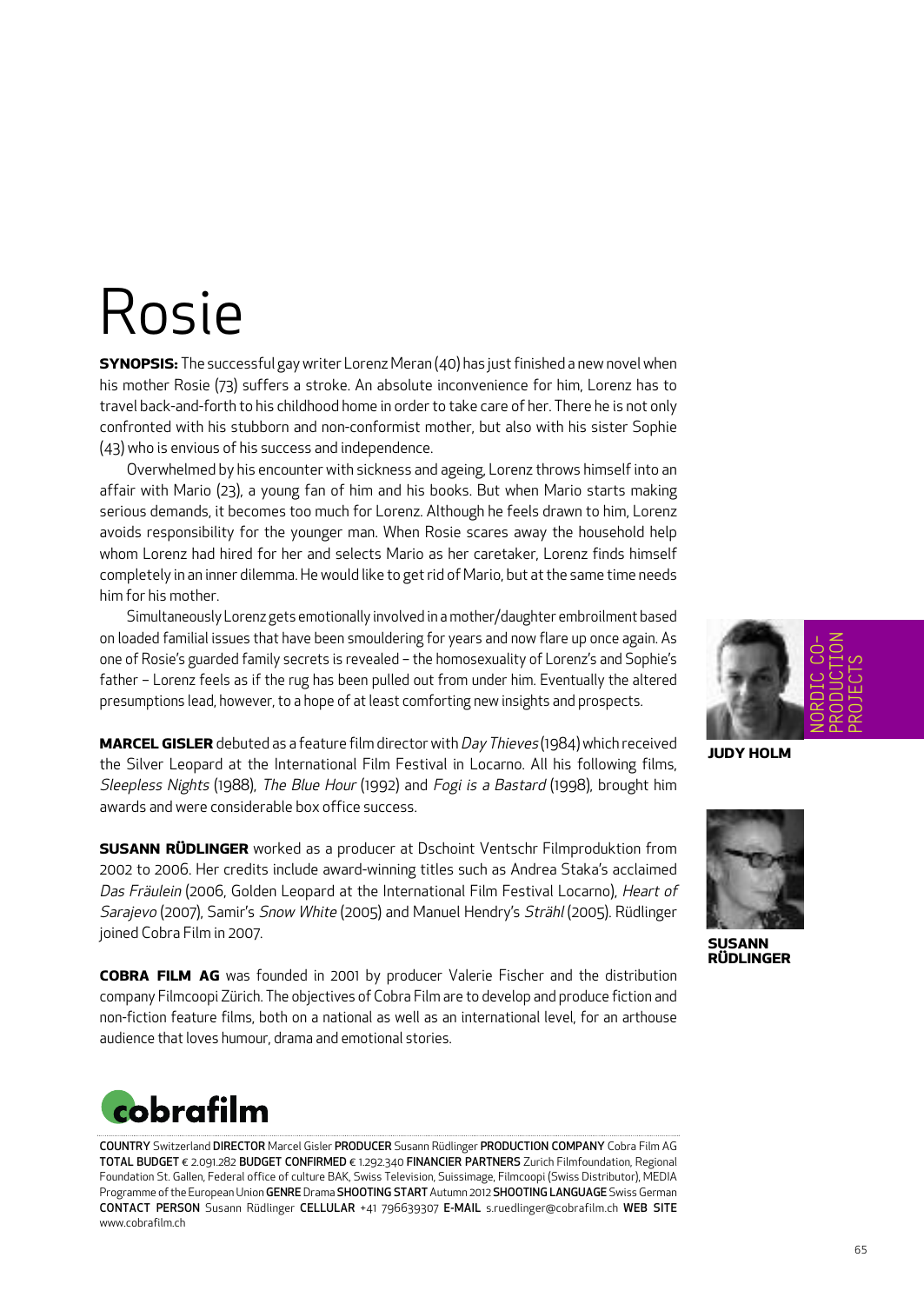# Rosie

**SYNOPSIS:** The successful gay writer Lorenz Meran (40) has just finished a new novel when his mother Rosie (73) suffers a stroke. An absolute inconvenience for him, Lorenz has to travel back-and-forth to his childhood home in order to take care of her. There he is not only confronted with his stubborn and non-conformist mother, but also with his sister Sophie (43) who is envious of his success and independence.

Overwhelmed by his encounter with sickness and ageing, Lorenz throws himself into an affair with Mario (23), a young fan of him and his books. But when Mario starts making serious demands, it becomes too much for Lorenz. Although he feels drawn to him, Lorenz avoids responsibility for the younger man. When Rosie scares away the household help whom Lorenz had hired for her and selects Mario as her caretaker, Lorenz finds himself completely in an inner dilemma. He would like to get rid of Mario, but at the same time needs him for his mother.

Simultaneously Lorenz gets emotionally involved in a mother/daughter embroilment based on loaded familial issues that have been smouldering for years and now flare up once again. As one of Rosie's guarded family secrets is revealed – the homosexuality of Lorenz's and Sophie's father – Lorenz feels as if the rug has been pulled out from under him. Eventually the altered presumptions lead, however, to a hope of at least comforting new insights and prospects.

**MARCEL GISLER** debuted as a feature film director with *Day Thieves* (1984) which received the Silver Leopard at the International Film Festival in Locarno. All his following films, *Sleepless Nights* (1988), *The Blue Hour* (1992) and *Fogi is a Bastard* (1998), brought him awards and were considerable box office success.

**SUSANN RÜDLINGER** worked as a producer at Dschoint Ventschr Filmproduktion from 2002 to 2006. Her credits include award-winning titles such as Andrea Staka's acclaimed *Das Fräulein* (2006, Golden Leopard at the International Film Festival Locarno), *Heart of Sarajevo* (2007), Samir's *Snow White* (2005) and Manuel Hendry's *Strähl* (2005). Rüdlinger joined Cobra Film in 2007.

**COBRA FILM AG** was founded in 2001 by producer Valerie Fischer and the distribution company Filmcoopi Zürich. The objectives of Cobra Film are to develop and produce fiction and non-fiction feature films, both on a national as well as an international level, for an arthouse audience that loves humour, drama and emotional stories.

**JUDY HOLM**

**SUSANN RÜDLINGER**

NORDIC CO-PRODUCTION PROJECTS

cobrafilm

**COUNTRY** Switzerland **DIRECTOR** Marcel Gisler **PRODUCER** Susann Rüdlinger **PRODUCTION COMPANY** Cobra Film AG **TOTAL BUDGET** € 2.091.282 **BUDGET CONFIRMED** € 1.292.340 **FINANCIER PARTNERS** Zurich Filmfoundation, Regional Foundation St. Gallen, Federal office of culture BAK, Swiss Television, Suissimage, Filmcoopi (Swiss Distributor), MEDIA Programme of the European Union **GENRE** Drama **SHOOTING START** Autumn 2012 **SHOOTING LANGUAGE** Swiss German **CONTACT PERSON** Susann Rüdlinger **CELLULAR** +41 796639307 **E-MAIL** s.ruedlinger@cobrafilm.ch **WEB SITE** www.cobrafilm.ch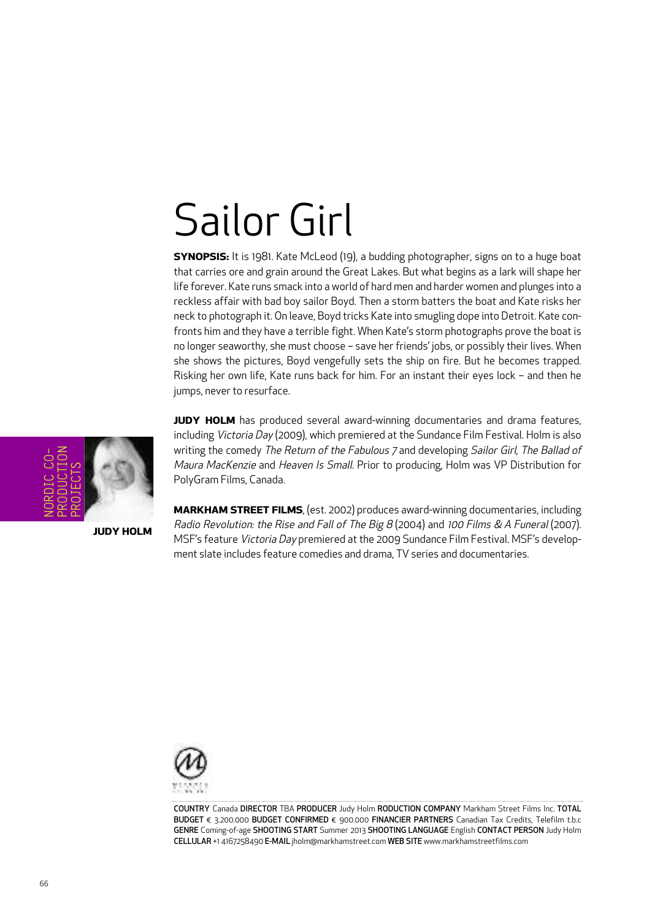# Sailor Girl

**SYNOPSIS:** It is 1981. Kate McLeod (19), a budding photographer, signs on to a huge boat that carries ore and grain around the Great Lakes. But what begins as a lark will shape her life forever. Kate runs smack into a world of hard men and harder women and plunges into a reckless affair with bad boy sailor Boyd. Then a storm batters the boat and Kate risks her neck to photograph it. On leave, Boyd tricks Kate into smugling dope into Detroit. Kate confronts him and they have a terrible fight. When Kate's storm photographs prove the boat is no longer seaworthy, she must choose – save her friends' jobs, or possibly their lives. When she shows the pictures, Boyd vengefully sets the ship on fire. But he becomes trapped. Risking her own life, Kate runs back for him. For an instant their eyes lock – and then he jumps, never to resurface.

NORDIC CO-PRODUCTION PROJECTS

**JUDY HOLM**

**JUDY HOLM** has produced several award-winning documentaries and drama features, including *Victoria Day* (2009), which premiered at the Sundance Film Festival. Holm is also writing the comedy *The Return of the Fabulous 7* and developing *Sailor Girl*, *The Ballad of Maura MacKenzie* and *Heaven Is Small*. Prior to producing, Holm was VP Distribution for PolyGram Films, Canada.

**MARKHAM STREET FILMS**, (est. 2002) produces award-winning documentaries, including *Radio Revolution: the Rise and Fall of The Big 8* (2004) and *100 Films & A Funeral* (2007). MSF's feature *Victoria Day* premiered at the 2009 Sundance Film Festival. MSF's development slate includes feature comedies and drama, TV series and documentaries.

**COUNTRY** Canada **DIRECTOR** TBA **PRODUCER** Judy Holm **RODUCTION COMPANY** Markham Street Films Inc. **TOTAL BUDGET** € 3.200.000 **BUDGET CONFIRMED** € 900.000 **FINANCIER PARTNERS** Canadian Tax Credits, Telefilm t.b.c **GENRE** Coming-of-age **SHOOTING START** Summer 2013 **SHOOTING LANGUAGE** English **CONTACT PERSON** Judy Holm **CELLULAR** +1 4167258490 **E-MAIL** jholm@markhamstreet.com **WEB SITE** www.markhamstreetfilms.com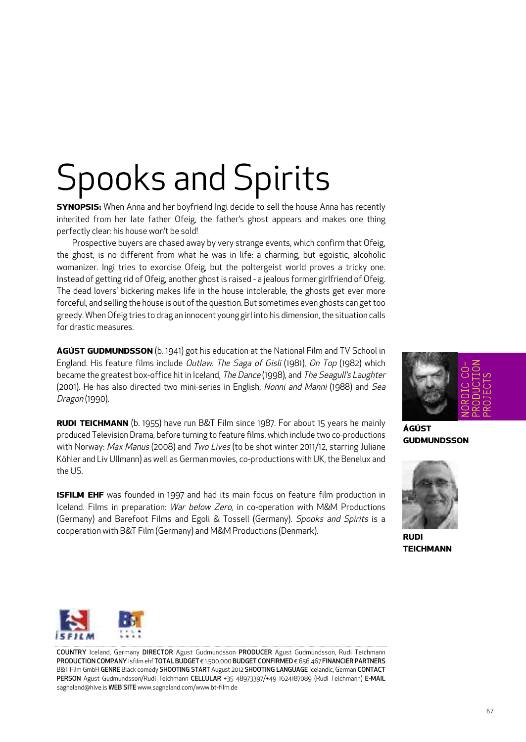# Spooks and Spirits

**SYNOPSIS:** When Anna and her boyfriend Ingi decide to sell the house Anna has recently inherited from her late father Ofeig, the father's ghost appears and makes one thing perfectly clear: his house won't be sold!

Prospective buyers are chased away by very strange events, which confirm that Ofeig, the ghost, is no different from what he was in life: a charming, but egoistic, alcoholic womanizer. Ingi tries to exorcise Ofeig, but the poltergeist world proves a tricky one. Instead of getting rid of Ofeig, another ghost is raised - a jealous former girlfriend of Ofeig. The dead lovers' bickering makes life in the house intolerable, the ghosts get ever more forceful, and selling the house is out of the question. But sometimes even ghosts can get too greedy. When Ofeig tries to drag an innocent young girl into his dimension, the situation calls for drastic measures.

**ÁGÚST GUDMUNDSSON** (b. 1941) got his education at the National Film and TV School in England. His feature films include *Outlaw. The Saga of Gisli* (1981), *On Top* (1982) which became the greatest box-office hit in Iceland, *The Dance* (1998), and *The Seagull's Laughter* (2001). He has also directed two mini-series in English, *Nonni and Manni* (1988) and *Sea Dragon* (1990).

**RUDI TEICHMANN** (b. 1955) have run B&T Film since 1987. For about 15 years he mainly produced Television Drama, before turning to feature films, which include two co-productions with Norway: *Max Manus* (2008) and *Two Lives* (to be shot winter 2011/12, starring Juliane Köhler and Liv Ullmann) as well as German movies, co-productions with UK, the Benelux and the US.

**ISFILM EHF** was founded in 1997 and had its main focus on feature film production in Iceland. Films in preparation: *War below Zero*, in co-operation with M&M Productions (Germany) and Barefoot Films and Egoli & Tossell (Germany). *Spooks and Spirits* is a cooperation with B&T Film (Germany) and M&M Productions (Denmark).

NORDIC CO-PRODUCTION PROJECTS

**ÁGÚST GUDMUNDSSON**

**RUDI TEICHMANN**

**COUNTRY** Iceland, Germany **DIRECTOR** Agust Gudmundsson **PRODUCER** Agust Gudmundsson, Rudi Teichmann **PRODUCTION COMPANY** Isfilm ehf **TOTAL BUDGET** € 1.500.000 **BUDGET CONFIRMED** € 656.467 **FINANCIER PARTNERS** B&T Film GmbH **GENRE** Black comedy **SHOOTING START** August 2012 **SHOOTING LANGUAGE** Icelandic, German **CONTACT PERSON** Agust Gudmundsson/Rudi Teichmann **CELLULAR** +35 48973397/+49 1624187089 (Rudi Teichmann) **E-MAIL** sagnaland@hive.is **WEB SITE** www.sagnaland.com/www.bt-film.de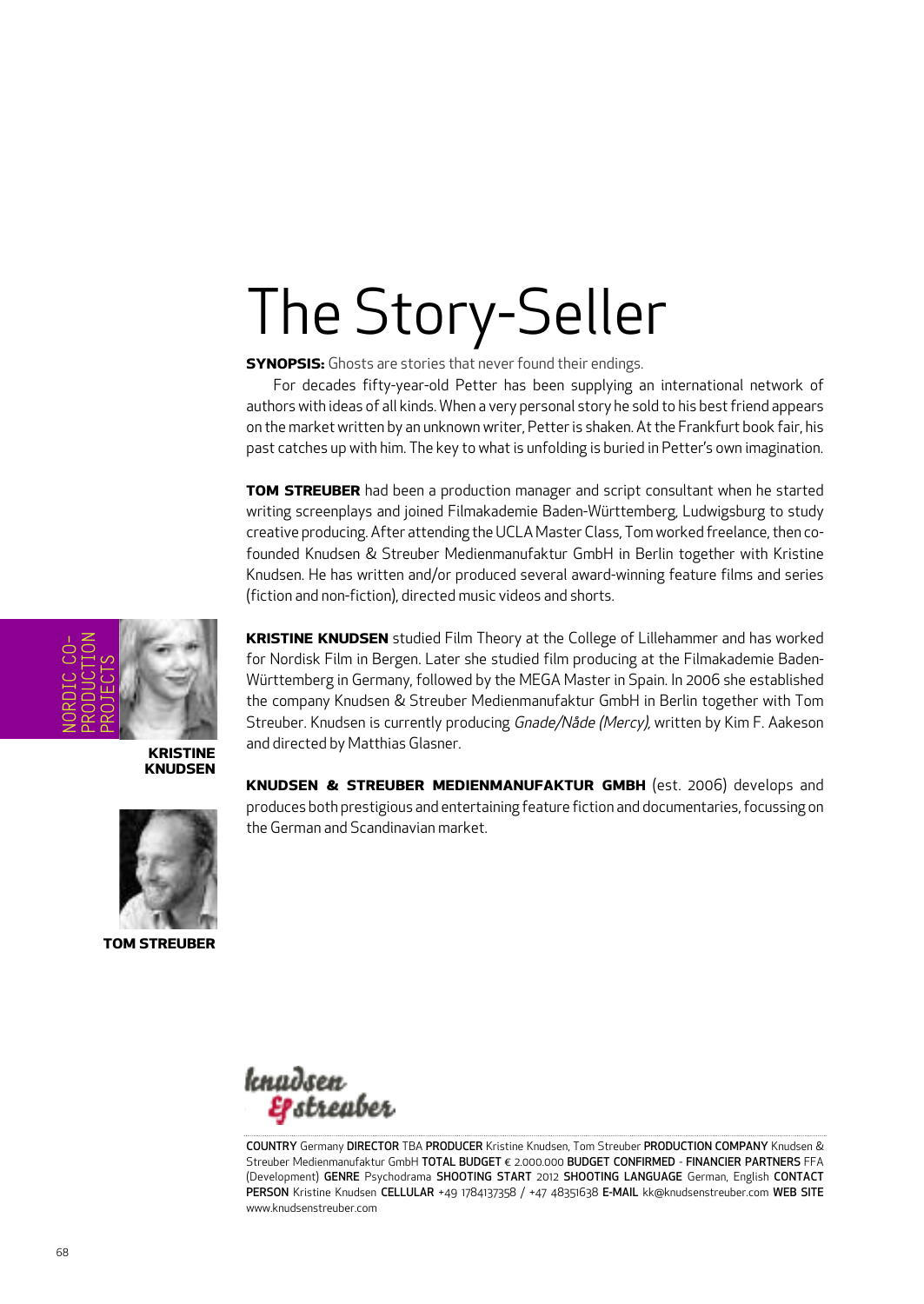# The Story-Seller

**SYNOPSIS:** Ghosts are stories that never found their endings.

For decades fifty-year-old Petter has been supplying an international network of authors with ideas of all kinds. When a very personal story he sold to his best friend appears on the market written by an unknown writer, Petter is shaken. At the Frankfurt book fair, his past catches up with him. The key to what is unfolding is buried in Petter's own imagination.

**TOM STREUBER** had been a production manager and script consultant when he started writing screenplays and joined Filmakademie Baden-Württemberg, Ludwigsburg to study creative producing. After attending the UCLA Master Class, Tom worked freelance, then co-founded Knudsen & Streuber Medienmanufaktur GmbH in Berlin together with Kristine Knudsen. He has written and/or produced several award-winning feature films and series (fiction and non-fiction), directed music videos and shorts.

NORDIC CO-PRODUCTION PROJECTS

**KRISTINE KNUDSEN**

**KRISTINE KNUDSEN** studied Film Theory at the College of Lillehammer and has worked for Nordisk Film in Bergen. Later she studied film producing at the Filmakademie Baden-Württemberg in Germany, followed by the MEGA Master in Spain. In 2006 she established the company Knudsen & Streuber Medienmanufaktur GmbH in Berlin together with Tom Streuber. Knudsen is currently producing *Gnade/Nåde (Mercy)*, written by Kim F. Aakeson and directed by Matthias Glasner.

**TOM STREUBER**

**KNUDSEN & STREUBER MEDIENMANUFAKTUR GMBH** (est. 2006) develops and produces both prestigious and entertaining feature fiction and documentaries, focussing on the German and Scandinavian market.

knudsen & streuber

**COUNTRY** Germany **DIRECTOR** TBA **PRODUCER** Kristine Knudsen, Tom Streuber **PRODUCTION COMPANY** Knudsen & Streuber Medienmanufaktur GmbH **TOTAL BUDGET** € 2.000.000 **BUDGET CONFIRMED** - **FINANCIER PARTNERS** FFA (Development) **GENRE** Psychodrama **SHOOTING START** 2012 **SHOOTING LANGUAGE** German, English **CONTACT PERSON** Kristine Knudsen **CELLULAR** +49 1784137358 / +47 48351638 **E-MAIL** kk@knudsenstreuber.com **WEB SITE** www.knudsenstreuber.com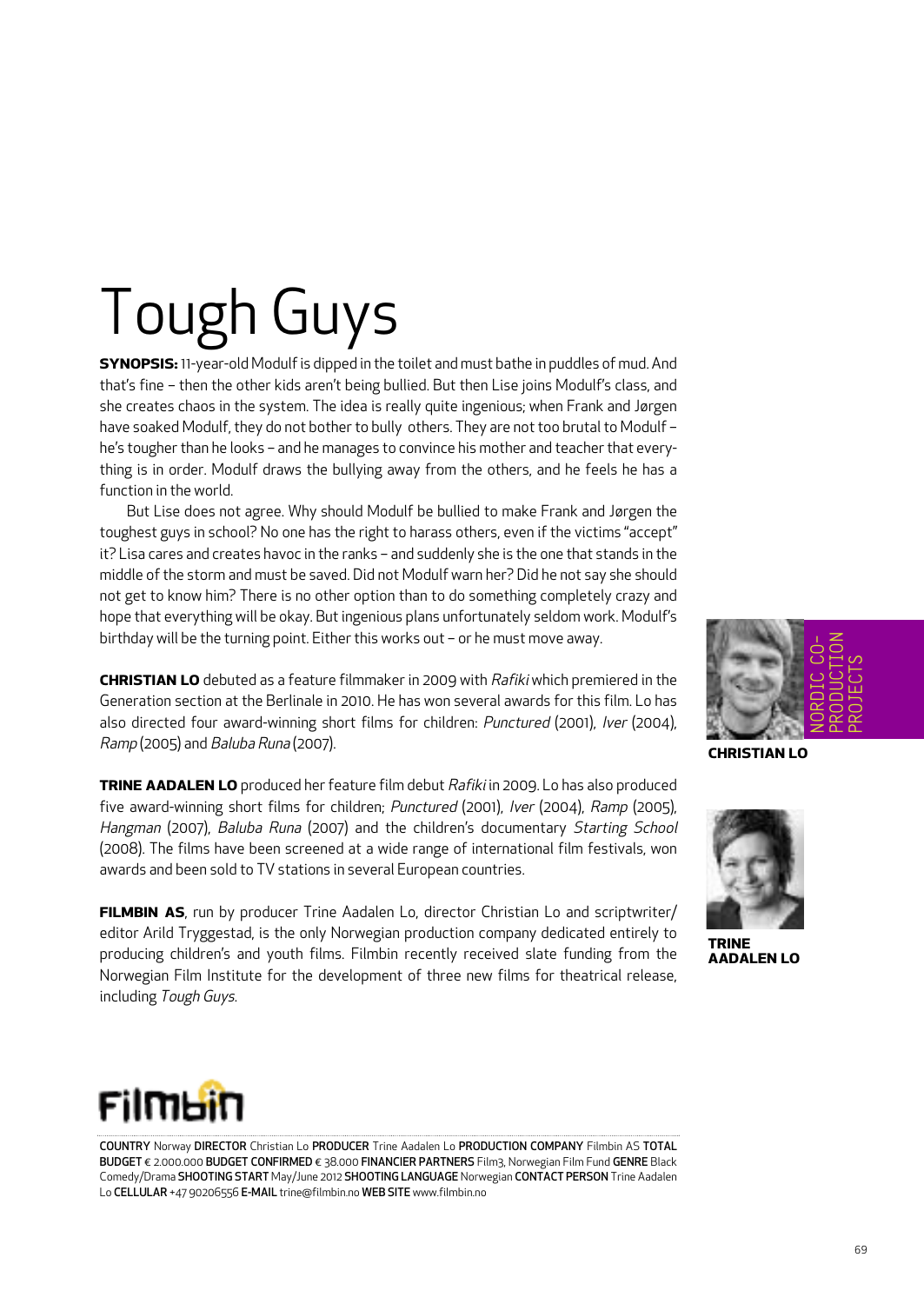# Tough Guys

**SYNOPSIS:** 11-year-old Modulf is dipped in the toilet and must bathe in puddles of mud. And that's fine – then the other kids aren't being bullied. But then Lise joins Modulf's class, and she creates chaos in the system. The idea is really quite ingenious; when Frank and Jørgen have soaked Modulf, they do not bother to bully others. They are not too brutal to Modulf – he's tougher than he looks – and he manages to convince his mother and teacher that everything is in order. Modulf draws the bullying away from the others, and he feels he has a function in the world.

But Lise does not agree. Why should Modulf be bullied to make Frank and Jørgen the toughest guys in school? No one has the right to harass others, even if the victims "accept" it? Lisa cares and creates havoc in the ranks – and suddenly she is the one that stands in the middle of the storm and must be saved. Did not Modulf warn her? Did he not say she should not get to know him? There is no other option than to do something completely crazy and hope that everything will be okay. But ingenious plans unfortunately seldom work. Modulf's birthday will be the turning point. Either this works out – or he must move away.

**CHRISTIAN LO** debuted as a feature filmmaker in 2009 with *Rafiki* which premiered in the Generation section at the Berlinale in 2010. He has won several awards for this film. Lo has also directed four award-winning short films for children: *Punctured* (2001), *Iver* (2004), *Ramp* (2005) and *Baluba Runa* (2007).

**TRINE AADALEN LO** produced her feature film debut *Rafiki* in 2009. Lo has also produced five award-winning short films for children; *Punctured* (2001), *Iver* (2004), *Ramp* (2005), *Hangman* (2007), *Baluba Runa* (2007) and the children's documentary *Starting School* (2008). The films have been screened at a wide range of international film festivals, won awards and been sold to TV stations in several European countries.

**FILMBIN AS**, run by producer Trine Aadalen Lo, director Christian Lo and scriptwriter/editor Arild Tryggestad, is the only Norwegian production company dedicated entirely to producing children's and youth films. Filmbin recently received slate funding from the Norwegian Film Institute for the development of three new films for theatrical release, including *Tough Guys*.

NORDIC CO-PRODUCTION PROJECTS

**CHRISTIAN LO**

**TRINE AADALEN LO**

Filmbin

**COUNTRY** Norway **DIRECTOR** Christian Lo **PRODUCER** Trine Aadalen Lo **PRODUCTION COMPANY** Filmbin AS **TOTAL BUDGET** € 2.000.000 **BUDGET CONFIRMED** € 38.000 **FINANCIER PARTNERS** Film3, Norwegian Film Fund **GENRE** Black Comedy/Drama **SHOOTING START** May/June 2012 **SHOOTING LANGUAGE** Norwegian **CONTACT PERSON** Trine Aadalen Lo **CELLULAR** +47 90206556 **E-MAIL** trine@filmbin.no **WEB SITE** www.filmbin.no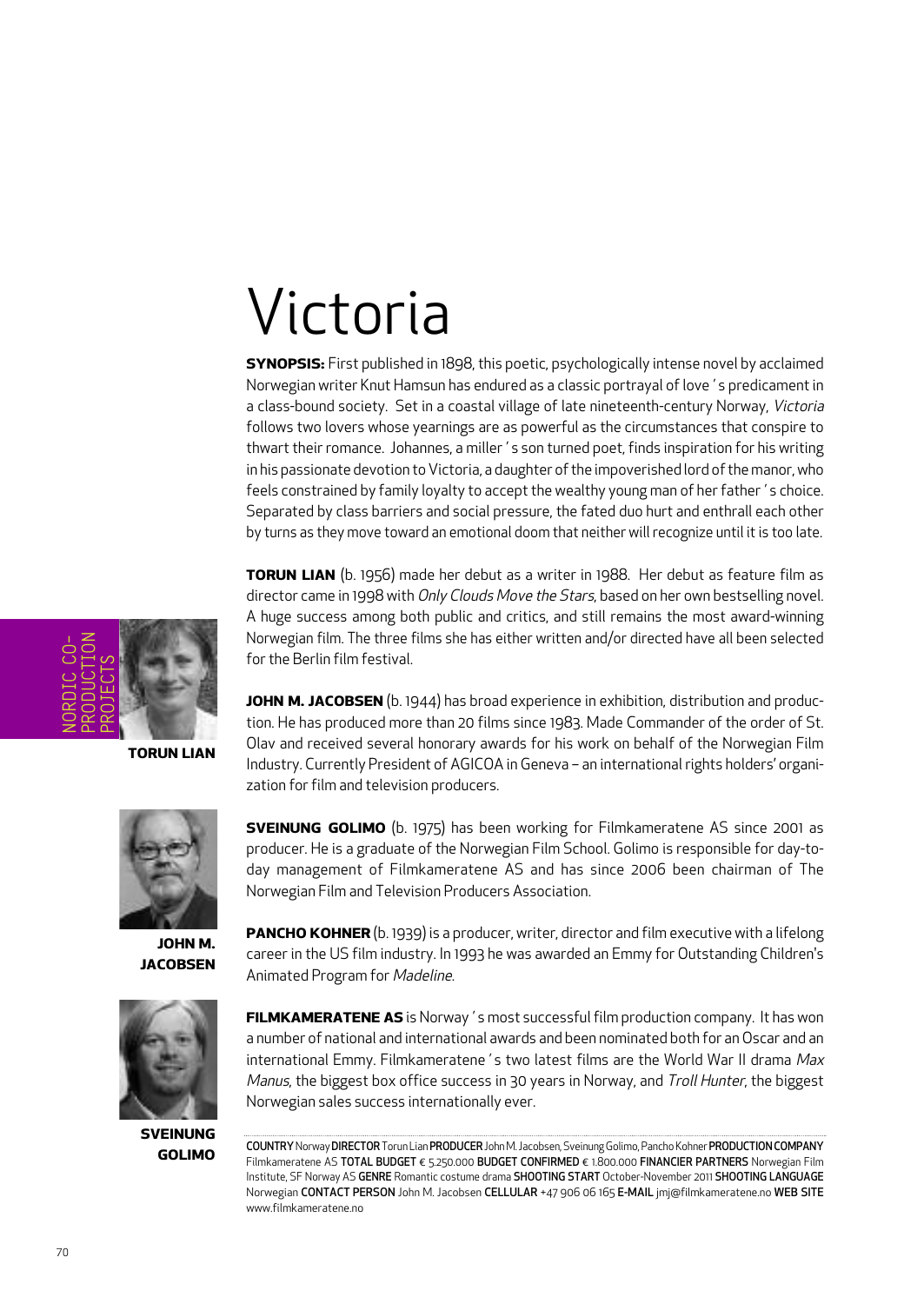# Victoria

**SYNOPSIS:** First published in 1898, this poetic, psychologically intense novel by acclaimed Norwegian writer Knut Hamsun has endured as a classic portrayal of love's predicament in a class-bound society. Set in a coastal village of late nineteenth-century Norway, *Victoria* follows two lovers whose yearnings are as powerful as the circumstances that conspire to thwart their romance. Johannes, a miller's son turned poet, finds inspiration for his writing in his passionate devotion to Victoria, a daughter of the impoverished lord of the manor, who feels constrained by family loyalty to accept the wealthy young man of her father's choice. Separated by class barriers and social pressure, the fated duo hurt and enthrall each other by turns as they move toward an emotional doom that neither will recognize until it is too late.

NORDIC CO-PRODUCTION PROJECTS

**TORUN LIAN**

**JOHN M. JACOBSEN**

**SVEINUNG GOLIMO**

**TORUN LIAN** (b. 1956) made her debut as a writer in 1988. Her debut as feature film as director came in 1998 with *Only Clouds Move the Stars*, based on her own bestselling novel. A huge success among both public and critics, and still remains the most award-winning Norwegian film. The three films she has either written and/or directed have all been selected for the Berlin film festival.

**JOHN M. JACOBSEN** (b. 1944) has broad experience in exhibition, distribution and production. He has produced more than 20 films since 1983. Made Commander of the order of St. Olav and received several honorary awards for his work on behalf of the Norwegian Film Industry. Currently President of AGICOA in Geneva – an international rights holders' organization for film and television producers.

**SVEINUNG GOLIMO** (b. 1975) has been working for Filmkameratene AS since 2001 as producer. He is a graduate of the Norwegian Film School. Golimo is responsible for day-to-day management of Filmkameratene AS and has since 2006 been chairman of The Norwegian Film and Television Producers Association.

**PANCHO KOHNER** (b. 1939) is a producer, writer, director and film executive with a lifelong career in the US film industry. In 1993 he was awarded an Emmy for Outstanding Children's Animated Program for *Madeline*.

**FILMKAMERATENE AS** is Norway's most successful film production company. It has won a number of national and international awards and been nominated both for an Oscar and an international Emmy. Filmkameratene's two latest films are the World War II drama *Max Manus*, the biggest box office success in 30 years in Norway, and *Troll Hunter*, the biggest Norwegian sales success internationally ever.

**COUNTRY** Norway **DIRECTOR** Torun Lian **PRODUCER** John M. Jacobsen, Sveinung Golimo, Pancho Kohner **PRODUCTION COMPANY** Filmkameratene AS **TOTAL BUDGET** € 5.250.000 **BUDGET CONFIRMED** € 1.800.000 **FINANCIER PARTNERS** Norwegian Film Institute, SF Norway AS **GENRE** Romantic costume drama **SHOOTING START** October-November 2011 **SHOOTING LANGUAGE** Norwegian **CONTACT PERSON** John M. Jacobsen **CELLULAR** +47 906 06 165 **E-MAIL** jmj@filmkameratene.no **WEB SITE** www.filmkameratene.no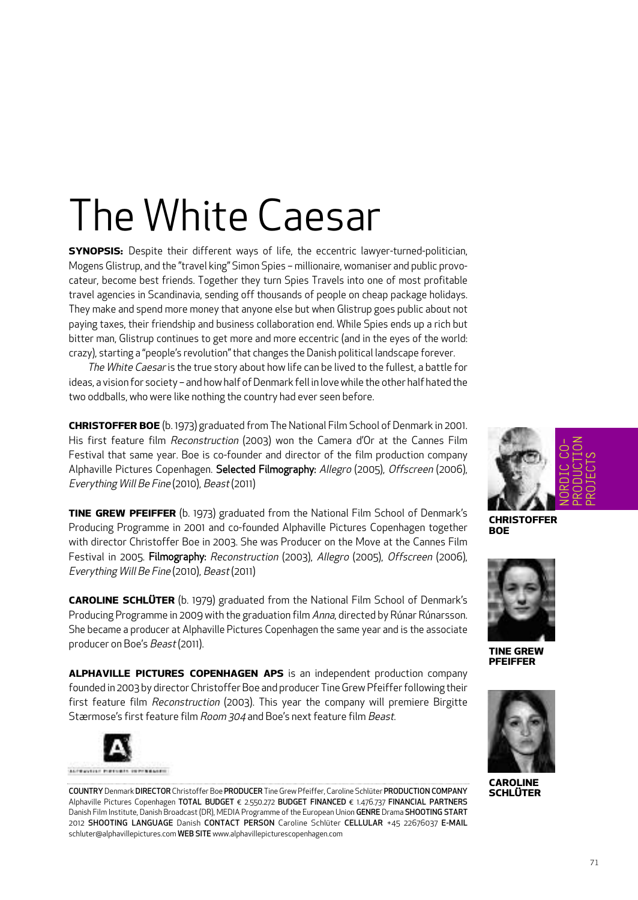# The White Caesar

**SYNOPSIS:** Despite their different ways of life, the eccentric lawyer-turned-politician, Mogens Glistrup, and the "travel king" Simon Spies – millionaire, womaniser and public provocateur, become best friends. Together they turn Spies Travels into one of most profitable travel agencies in Scandinavia, sending off thousands of people on cheap package holidays. They make and spend more money that anyone else but when Glistrup goes public about not paying taxes, their friendship and business collaboration end. While Spies ends up a rich but bitter man, Glistrup continues to get more and more eccentric (and in the eyes of the world: crazy), starting a "people's revolution" that changes the Danish political landscape forever.

*The White Caesar* is the true story about how life can be lived to the fullest, a battle for ideas, a vision for society – and how half of Denmark fell in love while the other half hated the two oddballs, who were like nothing the country had ever seen before.

**CHRISTOFFER BOE** (b. 1973) graduated from The National Film School of Denmark in 2001. His first feature film *Reconstruction* (2003) won the Camera d'Or at the Cannes Film Festival that same year. Boe is co-founder and director of the film production company Alphaville Pictures Copenhagen. **Selected Filmography:** *Allegro* (2005), *Offscreen* (2006), *Everything Will Be Fine* (2010), *Beast* (2011)

**TINE GREW PFEIFFER** (b. 1973) graduated from the National Film School of Denmark's Producing Programme in 2001 and co-founded Alphaville Pictures Copenhagen together with director Christoffer Boe in 2003. She was Producer on the Move at the Cannes Film Festival in 2005. **Filmography:** *Reconstruction* (2003), *Allegro* (2005), *Offscreen* (2006), *Everything Will Be Fine* (2010), *Beast* (2011)

**CAROLINE SCHLÜTER** (b. 1979) graduated from the National Film School of Denmark's Producing Programme in 2009 with the graduation film *Anna*, directed by Rúnar Rúnarsson. She became a producer at Alphaville Pictures Copenhagen the same year and is the associate producer on Boe's *Beast* (2011).

**ALPHAVILLE PICTURES COPENHAGEN APS** is an independent production company founded in 2003 by director Christoffer Boe and producer Tine Grew Pfeiffer following their first feature film *Reconstruction* (2003). This year the company will premiere Birgitte Stærmose's first feature film *Room 304* and Boe's next feature film *Beast*.

**CHRISTOFFER BOE**

**TINE GREW PFEIFFER**

**CAROLINE SCHLÜTER**

NORDIC CO-PRODUCTION PROJECTS

**COUNTRY** Denmark **DIRECTOR** Christoffer Boe **PRODUCER** Tine Grew Pfeiffer, Caroline Schlüter **PRODUCTION COMPANY** Alphaville Pictures Copenhagen **TOTAL BUDGET** € 2.550.272 **BUDGET FINANCED** € 1.476.737 **FINANCIAL PARTNERS** Danish Film Institute, Danish Broadcast (DR), MEDIA Programme of the European Union **GENRE** Drama **SHOOTING START** 2012 **SHOOTING LANGUAGE** Danish **CONTACT PERSON** Caroline Schlüter **CELLULAR** +45 22676037 **E-MAIL** schluter@alphavillepictures.com **WEB SITE** www.alphavillepicturescopenhagen.com